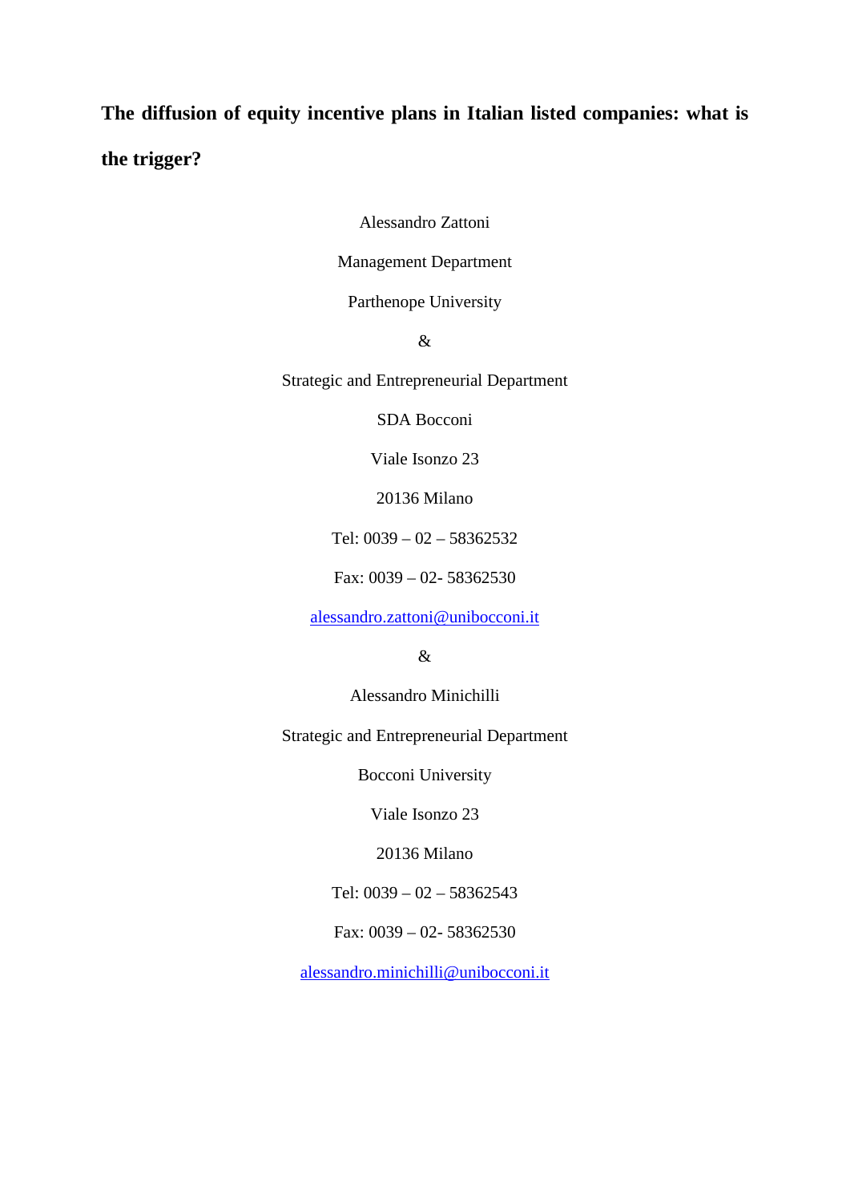# The diffusion of equity incentive plans in Italian listed companies: what is the trigger?

Alessandro Zattoni

Management Department

Parthenope University

&

Strategic and Entrepreneurial Department

SDA Bocconi

Viale Isonzo 23

20136 Milano

Tel: 0039 – 02 – 58362532

Fax: 0039 – 02- 58362530

alessandro.zattoni@unibocconi.it

&

Alessandro Minichilli

Strategic and Entrepreneurial Department

Bocconi University

Viale Isonzo 23

20136 Milano

Tel: 0039 – 02 – 58362543

Fax: 0039 – 02- 58362530

alessandro.minichilli@unibocconi.it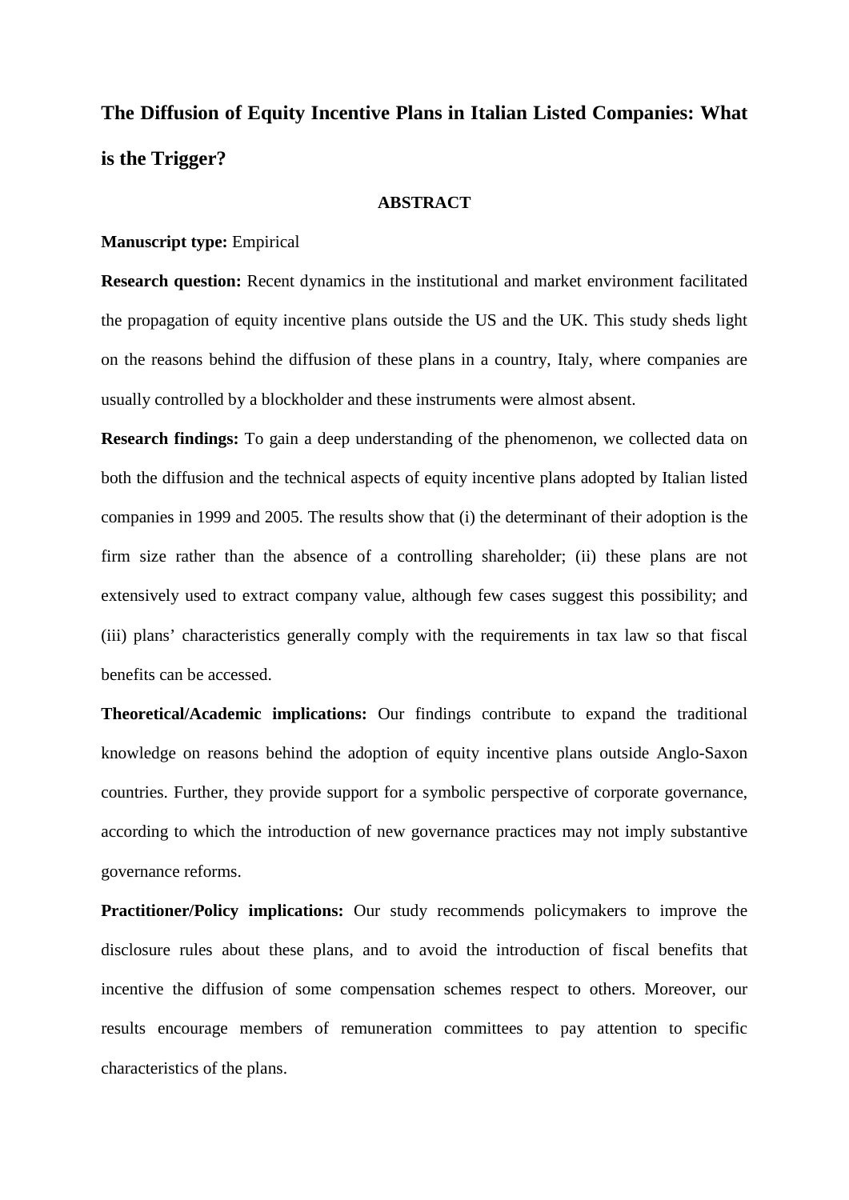# The Diffusion of Equity Incentive Plans in Italian Listed Companies: What is the Trigger?

## ABSTRACT

**Manuscript type:** Empirical

**Research question:** Recent dynamics in the institutional and market environment facilitated the propagation of equity incentive plans outside the US and the UK. This study sheds light on the reasons behind the diffusion of these plans in a country, Italy, where companies are usually controlled by a blockholder and these instruments were almost absent.

**Research findings:** To gain a deep understanding of the phenomenon, we collected data on both the diffusion and the technical aspects of equity incentive plans adopted by Italian listed companies in 1999 and 2005. The results show that (i) the determinant of their adoption is the firm size rather than the absence of a controlling shareholder; (ii) these plans are not extensively used to extract company value, although few cases suggest this possibility; and (iii) plans' characteristics generally comply with the requirements in tax law so that fiscal benefits can be accessed.

**Theoretical/Academic implications:** Our findings contribute to expand the traditional knowledge on reasons behind the adoption of equity incentive plans outside Anglo-Saxon countries. Further, they provide support for a symbolic perspective of corporate governance, according to which the introduction of new governance practices may not imply substantive governance reforms.

**Practitioner/Policy implications:** Our study recommends policymakers to improve the disclosure rules about these plans, and to avoid the introduction of fiscal benefits that incentive the diffusion of some compensation schemes respect to others. Moreover, our results encourage members of remuneration committees to pay attention to specific characteristics of the plans.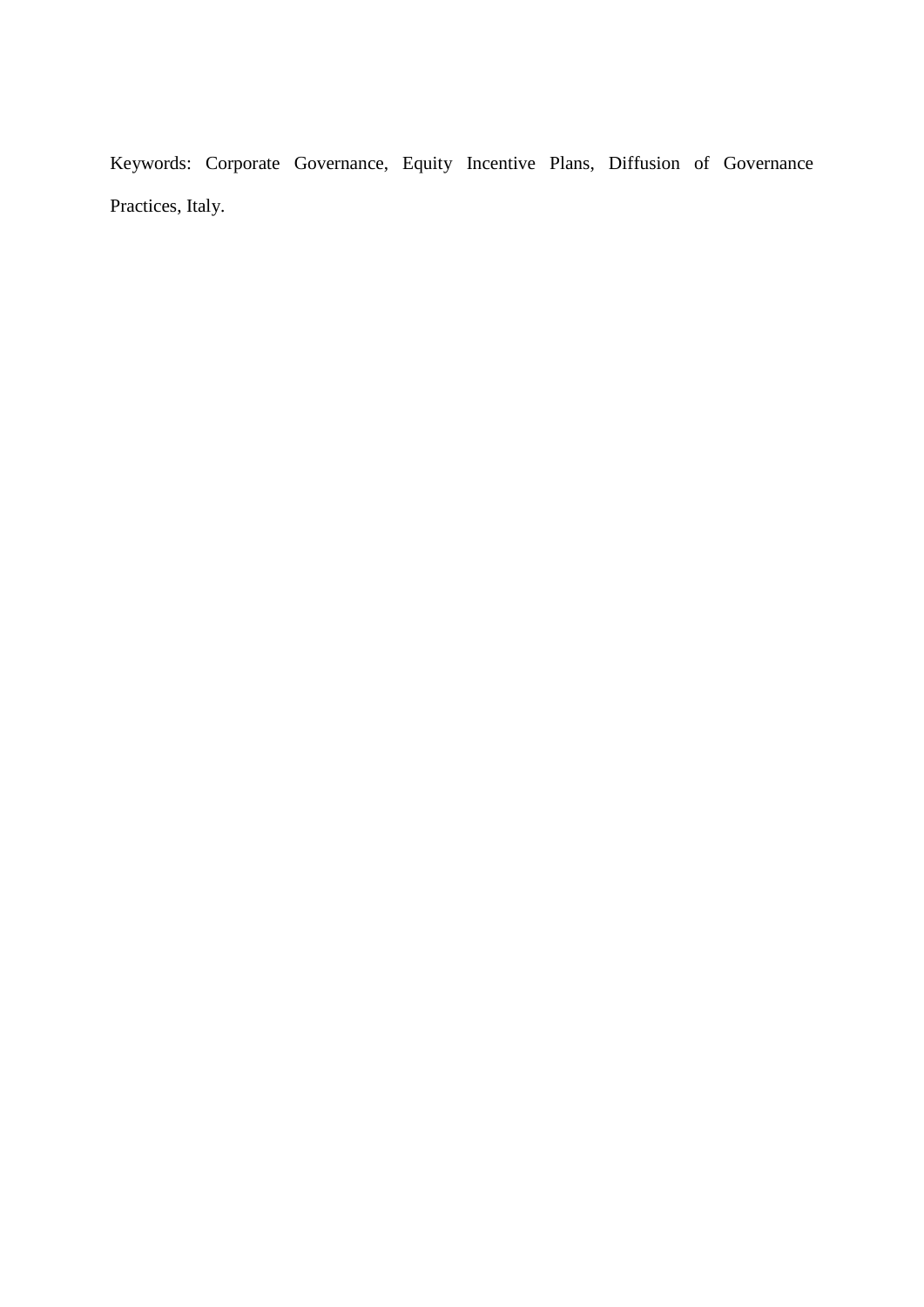Keywords: Corporate Governance, Equity Incentive Plans, Diffusion of Governance Practices, Italy.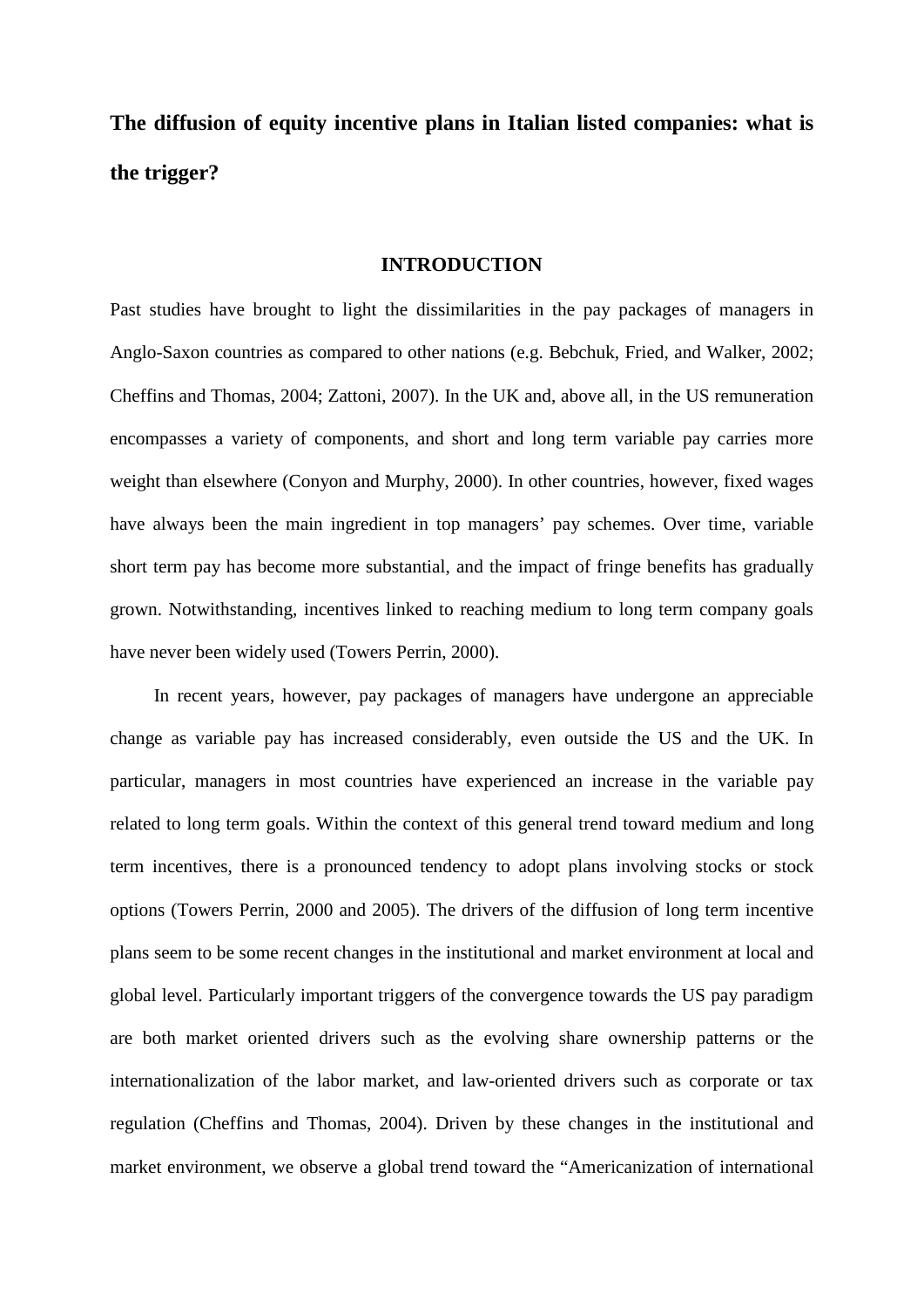# The diffusion of equity incentive plans in Italian listed companies: what is the trigger?

## INTRODUCTION

Past studies have brought to light the dissimilarities in the pay packages of managers in Anglo-Saxon countries as compared to other nations (e.g. Bebchuk, Fried, and Walker, 2002; Cheffins and Thomas, 2004; Zattoni, 2007). In the UK and, above all, in the US remuneration encompasses a variety of components, and short and long term variable pay carries more weight than elsewhere (Conyon and Murphy, 2000). In other countries, however, fixed wages have always been the main ingredient in top managers' pay schemes. Over time, variable short term pay has become more substantial, and the impact of fringe benefits has gradually grown. Notwithstanding, incentives linked to reaching medium to long term company goals have never been widely used (Towers Perrin, 2000).

In recent years, however, pay packages of managers have undergone an appreciable change as variable pay has increased considerably, even outside the US and the UK. In particular, managers in most countries have experienced an increase in the variable pay related to long term goals. Within the context of this general trend toward medium and long term incentives, there is a pronounced tendency to adopt plans involving stocks or stock options (Towers Perrin, 2000 and 2005). The drivers of the diffusion of long term incentive plans seem to be some recent changes in the institutional and market environment at local and global level. Particularly important triggers of the convergence towards the US pay paradigm are both market oriented drivers such as the evolving share ownership patterns or the internationalization of the labor market, and law-oriented drivers such as corporate or tax regulation (Cheffins and Thomas, 2004). Driven by these changes in the institutional and market environment, we observe a global trend toward the "Americanization of international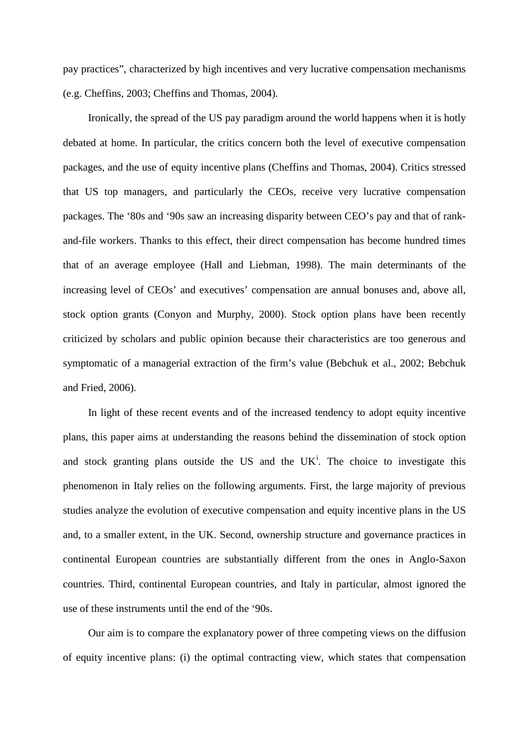pay practices", characterized by high incentives and very lucrative compensation mechanisms (e.g. Cheffins, 2003; Cheffins and Thomas, 2004).

Ironically, the spread of the US pay paradigm around the world happens when it is hotly debated at home. In particular, the critics concern both the level of executive compensation packages, and the use of equity incentive plans (Cheffins and Thomas, 2004). Critics stressed that US top managers, and particularly the CEOs, receive very lucrative compensation packages. The '80s and '90s saw an increasing disparity between CEO's pay and that of rank-and-file workers. Thanks to this effect, their direct compensation has become hundred times that of an average employee (Hall and Liebman, 1998). The main determinants of the increasing level of CEOs' and executives' compensation are annual bonuses and, above all, stock option grants (Conyon and Murphy, 2000). Stock option plans have been recently criticized by scholars and public opinion because their characteristics are too generous and symptomatic of a managerial extraction of the firm's value (Bebchuk et al., 2002; Bebchuk and Fried, 2006).

In light of these recent events and of the increased tendency to adopt equity incentive plans, this paper aims at understanding the reasons behind the dissemination of stock option and stock granting plans outside the US and the UK[i]. The choice to investigate this phenomenon in Italy relies on the following arguments. First, the large majority of previous studies analyze the evolution of executive compensation and equity incentive plans in the US and, to a smaller extent, in the UK. Second, ownership structure and governance practices in continental European countries are substantially different from the ones in Anglo-Saxon countries. Third, continental European countries, and Italy in particular, almost ignored the use of these instruments until the end of the '90s.

Our aim is to compare the explanatory power of three competing views on the diffusion of equity incentive plans: (i) the optimal contracting view, which states that compensation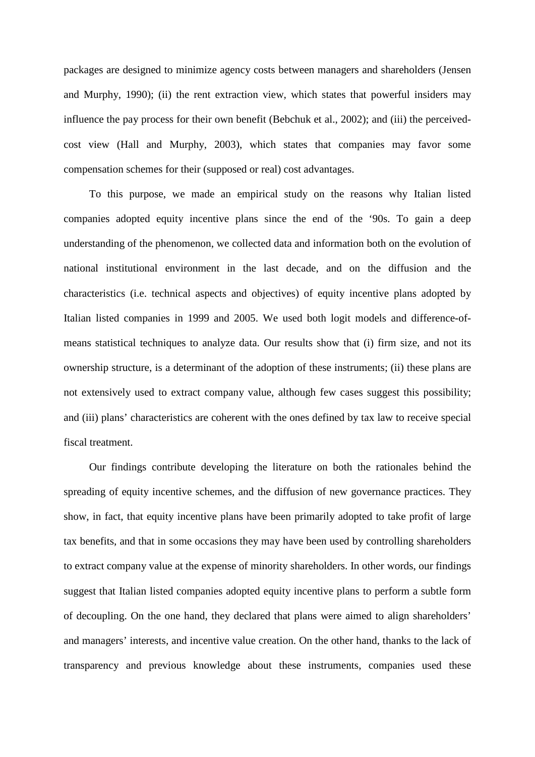packages are designed to minimize agency costs between managers and shareholders (Jensen and Murphy, 1990); (ii) the rent extraction view, which states that powerful insiders may influence the pay process for their own benefit (Bebchuk et al., 2002); and (iii) the perceived-cost view (Hall and Murphy, 2003), which states that companies may favor some compensation schemes for their (supposed or real) cost advantages.

To this purpose, we made an empirical study on the reasons why Italian listed companies adopted equity incentive plans since the end of the '90s. To gain a deep understanding of the phenomenon, we collected data and information both on the evolution of national institutional environment in the last decade, and on the diffusion and the characteristics (i.e. technical aspects and objectives) of equity incentive plans adopted by Italian listed companies in 1999 and 2005. We used both logit models and difference-of-means statistical techniques to analyze data. Our results show that (i) firm size, and not its ownership structure, is a determinant of the adoption of these instruments; (ii) these plans are not extensively used to extract company value, although few cases suggest this possibility; and (iii) plans' characteristics are coherent with the ones defined by tax law to receive special fiscal treatment.

Our findings contribute developing the literature on both the rationales behind the spreading of equity incentive schemes, and the diffusion of new governance practices. They show, in fact, that equity incentive plans have been primarily adopted to take profit of large tax benefits, and that in some occasions they may have been used by controlling shareholders to extract company value at the expense of minority shareholders. In other words, our findings suggest that Italian listed companies adopted equity incentive plans to perform a subtle form of decoupling. On the one hand, they declared that plans were aimed to align shareholders' and managers' interests, and incentive value creation. On the other hand, thanks to the lack of transparency and previous knowledge about these instruments, companies used these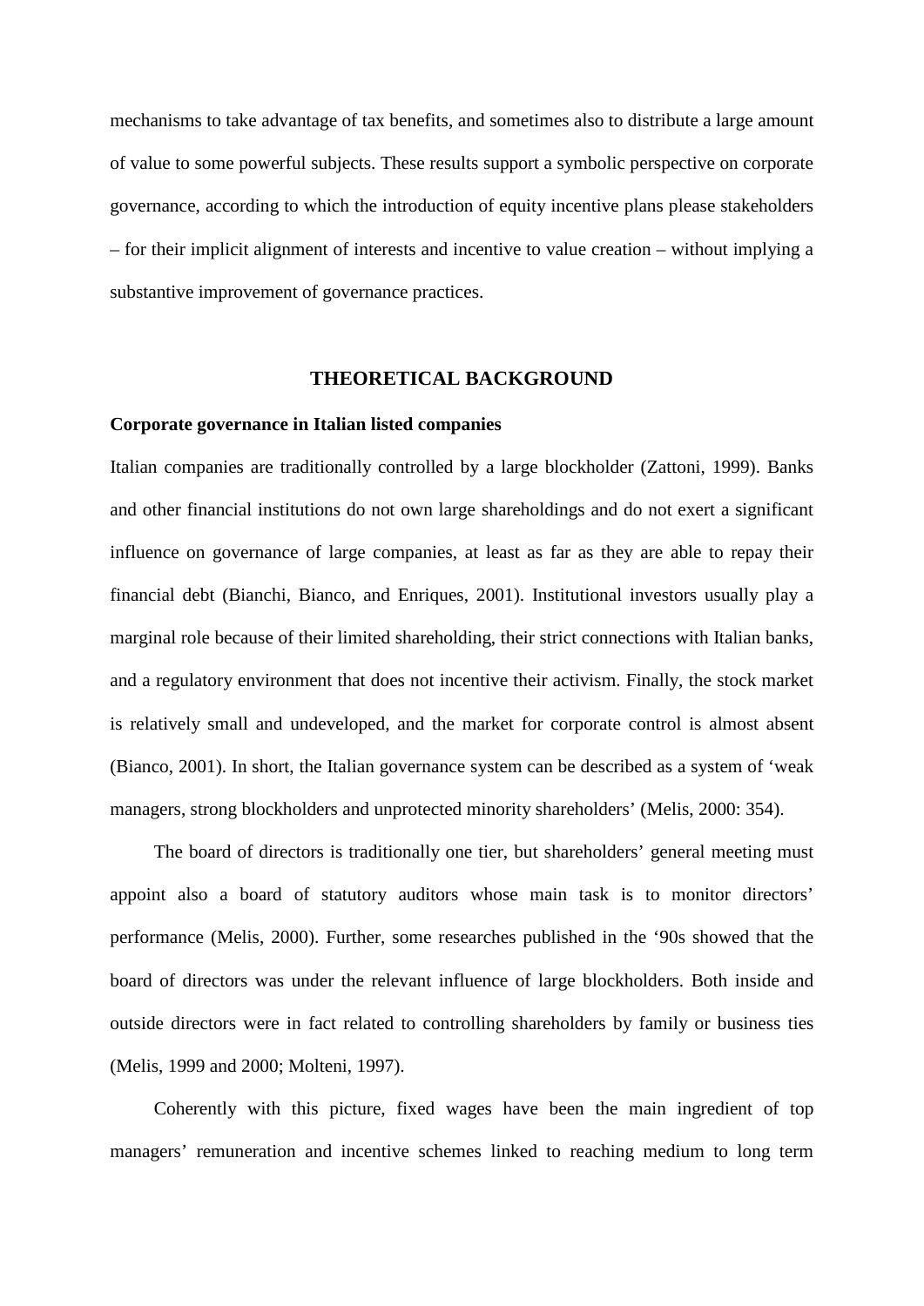mechanisms to take advantage of tax benefits, and sometimes also to distribute a large amount of value to some powerful subjects. These results support a symbolic perspective on corporate governance, according to which the introduction of equity incentive plans please stakeholders – for their implicit alignment of interests and incentive to value creation – without implying a substantive improvement of governance practices.

## THEORETICAL BACKGROUND

### Corporate governance in Italian listed companies

Italian companies are traditionally controlled by a large blockholder (Zattoni, 1999). Banks and other financial institutions do not own large shareholdings and do not exert a significant influence on governance of large companies, at least as far as they are able to repay their financial debt (Bianchi, Bianco, and Enriques, 2001). Institutional investors usually play a marginal role because of their limited shareholding, their strict connections with Italian banks, and a regulatory environment that does not incentive their activism. Finally, the stock market is relatively small and undeveloped, and the market for corporate control is almost absent (Bianco, 2001). In short, the Italian governance system can be described as a system of 'weak managers, strong blockholders and unprotected minority shareholders' (Melis, 2000: 354).

The board of directors is traditionally one tier, but shareholders' general meeting must appoint also a board of statutory auditors whose main task is to monitor directors' performance (Melis, 2000). Further, some researches published in the '90s showed that the board of directors was under the relevant influence of large blockholders. Both inside and outside directors were in fact related to controlling shareholders by family or business ties (Melis, 1999 and 2000; Molteni, 1997).

Coherently with this picture, fixed wages have been the main ingredient of top managers' remuneration and incentive schemes linked to reaching medium to long term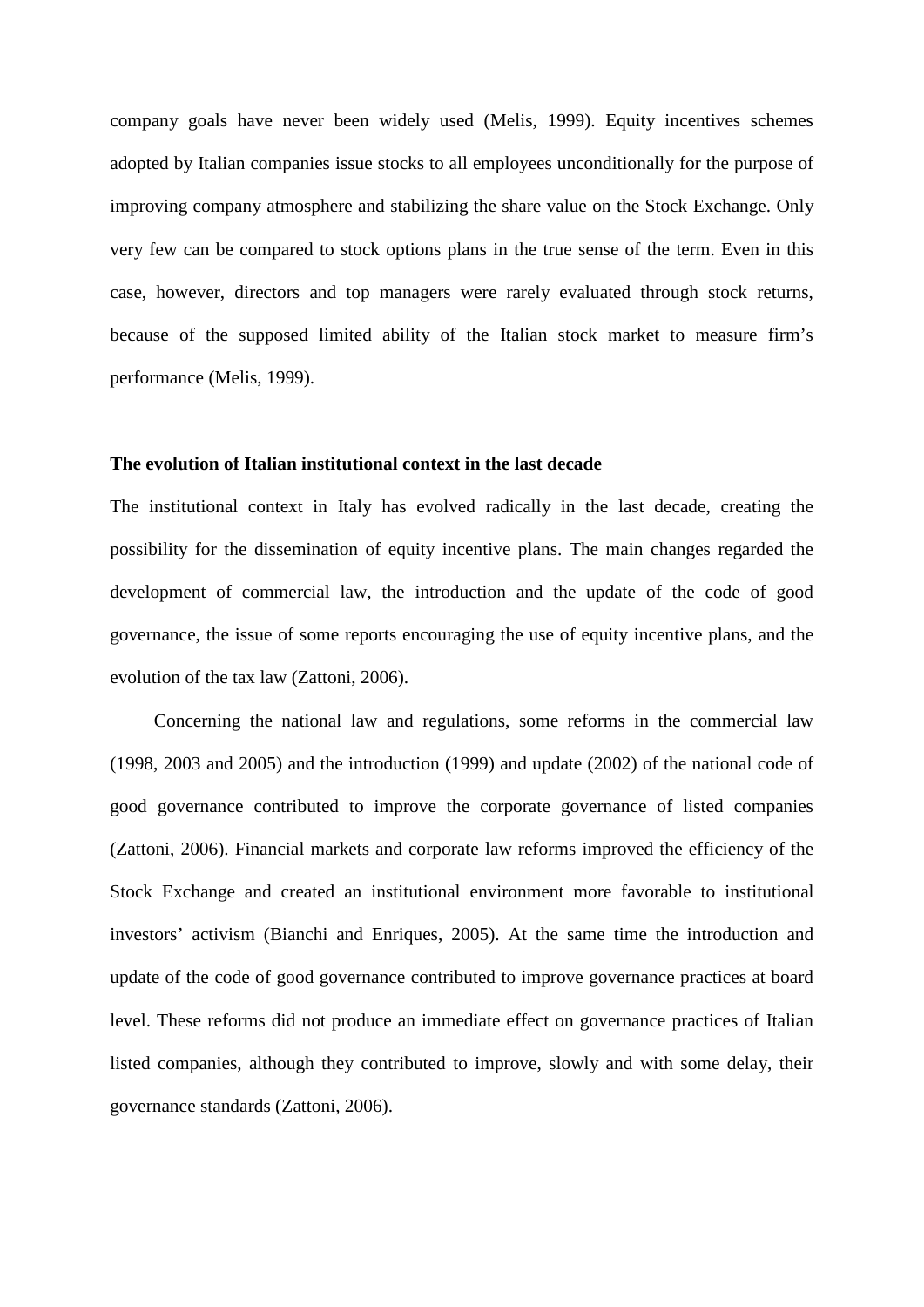company goals have never been widely used (Melis, 1999). Equity incentives schemes adopted by Italian companies issue stocks to all employees unconditionally for the purpose of improving company atmosphere and stabilizing the share value on the Stock Exchange. Only very few can be compared to stock options plans in the true sense of the term. Even in this case, however, directors and top managers were rarely evaluated through stock returns, because of the supposed limited ability of the Italian stock market to measure firm's performance (Melis, 1999).

**The evolution of Italian institutional context in the last decade**

The institutional context in Italy has evolved radically in the last decade, creating the possibility for the dissemination of equity incentive plans. The main changes regarded the development of commercial law, the introduction and the update of the code of good governance, the issue of some reports encouraging the use of equity incentive plans, and the evolution of the tax law (Zattoni, 2006).

Concerning the national law and regulations, some reforms in the commercial law (1998, 2003 and 2005) and the introduction (1999) and update (2002) of the national code of good governance contributed to improve the corporate governance of listed companies (Zattoni, 2006). Financial markets and corporate law reforms improved the efficiency of the Stock Exchange and created an institutional environment more favorable to institutional investors' activism (Bianchi and Enriques, 2005). At the same time the introduction and update of the code of good governance contributed to improve governance practices at board level. These reforms did not produce an immediate effect on governance practices of Italian listed companies, although they contributed to improve, slowly and with some delay, their governance standards (Zattoni, 2006).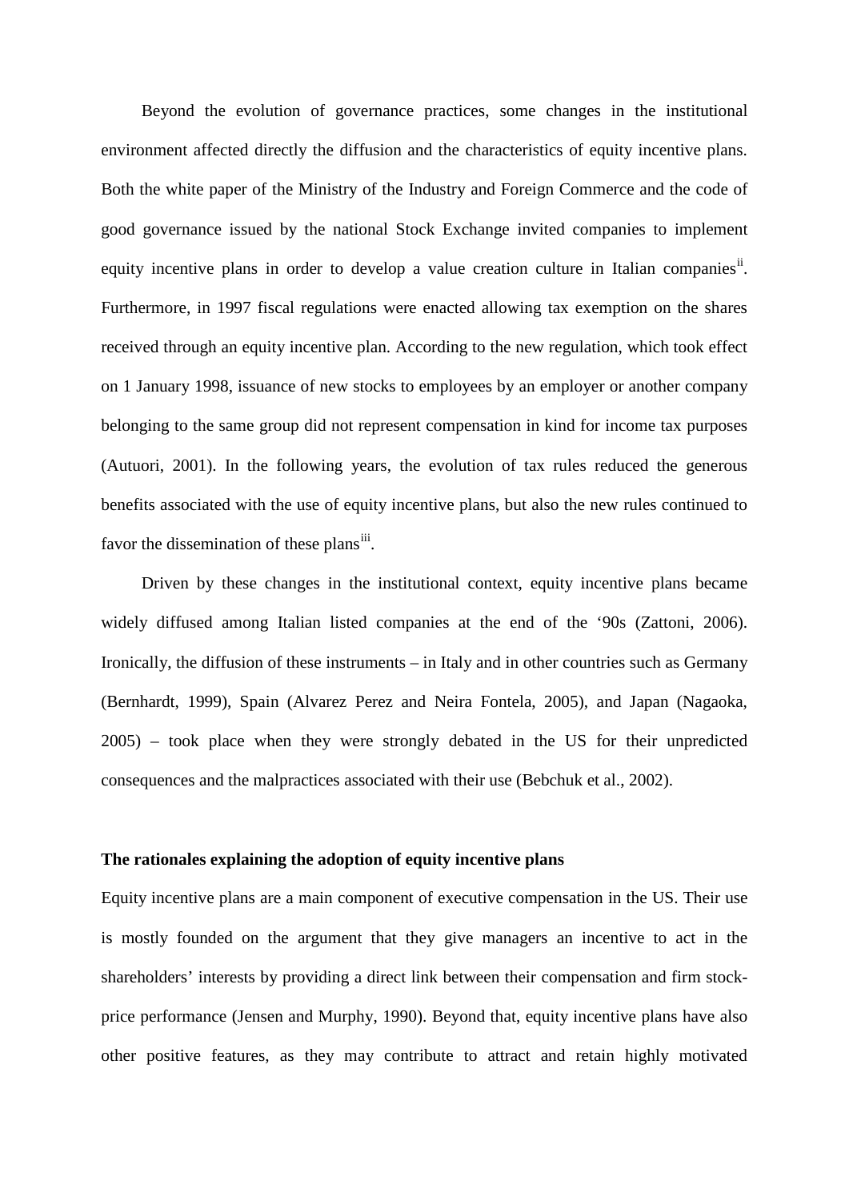Beyond the evolution of governance practices, some changes in the institutional environment affected directly the diffusion and the characteristics of equity incentive plans. Both the white paper of the Ministry of the Industry and Foreign Commerce and the code of good governance issued by the national Stock Exchange invited companies to implement equity incentive plans in order to develop a value creation culture in Italian companies[ii]. Furthermore, in 1997 fiscal regulations were enacted allowing tax exemption on the shares received through an equity incentive plan. According to the new regulation, which took effect on 1 January 1998, issuance of new stocks to employees by an employer or another company belonging to the same group did not represent compensation in kind for income tax purposes (Autuori, 2001). In the following years, the evolution of tax rules reduced the generous benefits associated with the use of equity incentive plans, but also the new rules continued to favor the dissemination of these plans[iii].

Driven by these changes in the institutional context, equity incentive plans became widely diffused among Italian listed companies at the end of the '90s (Zattoni, 2006). Ironically, the diffusion of these instruments – in Italy and in other countries such as Germany (Bernhardt, 1999), Spain (Alvarez Perez and Neira Fontela, 2005), and Japan (Nagaoka, 2005) – took place when they were strongly debated in the US for their unpredicted consequences and the malpractices associated with their use (Bebchuk et al., 2002).

**The rationales explaining the adoption of equity incentive plans**

Equity incentive plans are a main component of executive compensation in the US. Their use is mostly founded on the argument that they give managers an incentive to act in the shareholders' interests by providing a direct link between their compensation and firm stock-price performance (Jensen and Murphy, 1990). Beyond that, equity incentive plans have also other positive features, as they may contribute to attract and retain highly motivated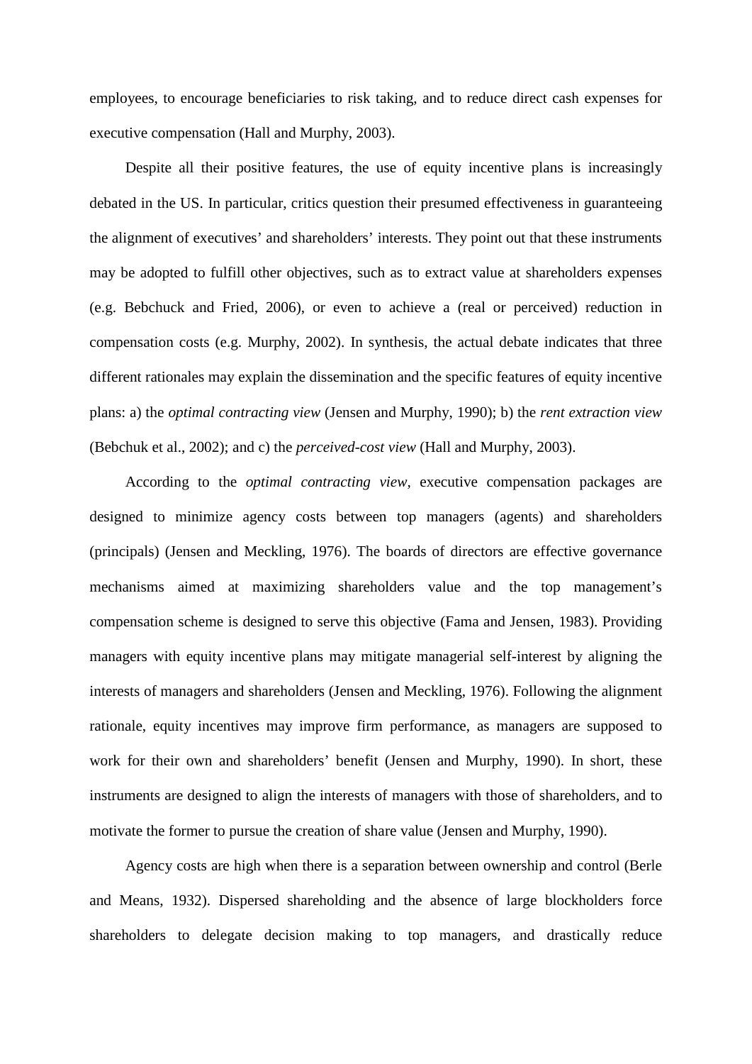employees, to encourage beneficiaries to risk taking, and to reduce direct cash expenses for executive compensation (Hall and Murphy, 2003).

Despite all their positive features, the use of equity incentive plans is increasingly debated in the US. In particular, critics question their presumed effectiveness in guaranteeing the alignment of executives' and shareholders' interests. They point out that these instruments may be adopted to fulfill other objectives, such as to extract value at shareholders expenses (e.g. Bebchuck and Fried, 2006), or even to achieve a (real or perceived) reduction in compensation costs (e.g. Murphy, 2002). In synthesis, the actual debate indicates that three different rationales may explain the dissemination and the specific features of equity incentive plans: a) the *optimal contracting view* (Jensen and Murphy, 1990); b) the *rent extraction view* (Bebchuk et al., 2002); and c) the *perceived-cost view* (Hall and Murphy, 2003).

According to the *optimal contracting view,* executive compensation packages are designed to minimize agency costs between top managers (agents) and shareholders (principals) (Jensen and Meckling, 1976). The boards of directors are effective governance mechanisms aimed at maximizing shareholders value and the top management's compensation scheme is designed to serve this objective (Fama and Jensen, 1983). Providing managers with equity incentive plans may mitigate managerial self-interest by aligning the interests of managers and shareholders (Jensen and Meckling, 1976). Following the alignment rationale, equity incentives may improve firm performance, as managers are supposed to work for their own and shareholders' benefit (Jensen and Murphy, 1990). In short, these instruments are designed to align the interests of managers with those of shareholders, and to motivate the former to pursue the creation of share value (Jensen and Murphy, 1990).

Agency costs are high when there is a separation between ownership and control (Berle and Means, 1932). Dispersed shareholding and the absence of large blockholders force shareholders to delegate decision making to top managers, and drastically reduce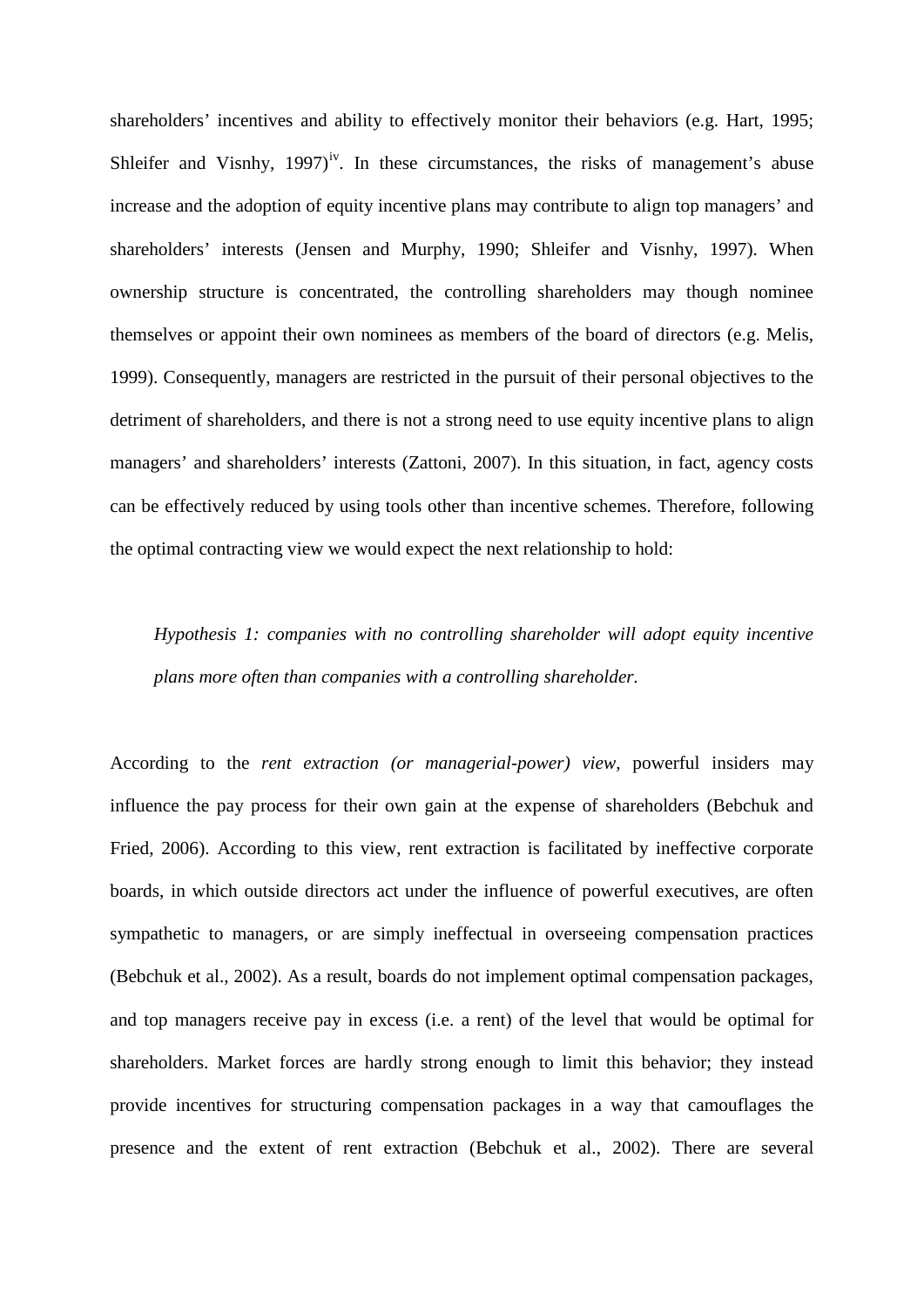shareholders' incentives and ability to effectively monitor their behaviors (e.g. Hart, 1995; Shleifer and Visnhy, 1997)[iv]. In these circumstances, the risks of management's abuse increase and the adoption of equity incentive plans may contribute to align top managers' and shareholders' interests (Jensen and Murphy, 1990; Shleifer and Visnhy, 1997). When ownership structure is concentrated, the controlling shareholders may though nominee themselves or appoint their own nominees as members of the board of directors (e.g. Melis, 1999). Consequently, managers are restricted in the pursuit of their personal objectives to the detriment of shareholders, and there is not a strong need to use equity incentive plans to align managers' and shareholders' interests (Zattoni, 2007). In this situation, in fact, agency costs can be effectively reduced by using tools other than incentive schemes. Therefore, following the optimal contracting view we would expect the next relationship to hold:

> *Hypothesis 1: companies with no controlling shareholder will adopt equity incentive plans more often than companies with a controlling shareholder.*

According to the *rent extraction (or managerial-power) view*, powerful insiders may influence the pay process for their own gain at the expense of shareholders (Bebchuk and Fried, 2006). According to this view, rent extraction is facilitated by ineffective corporate boards, in which outside directors act under the influence of powerful executives, are often sympathetic to managers, or are simply ineffectual in overseeing compensation practices (Bebchuk et al., 2002). As a result, boards do not implement optimal compensation packages, and top managers receive pay in excess (i.e. a rent) of the level that would be optimal for shareholders. Market forces are hardly strong enough to limit this behavior; they instead provide incentives for structuring compensation packages in a way that camouflages the presence and the extent of rent extraction (Bebchuk et al., 2002). There are several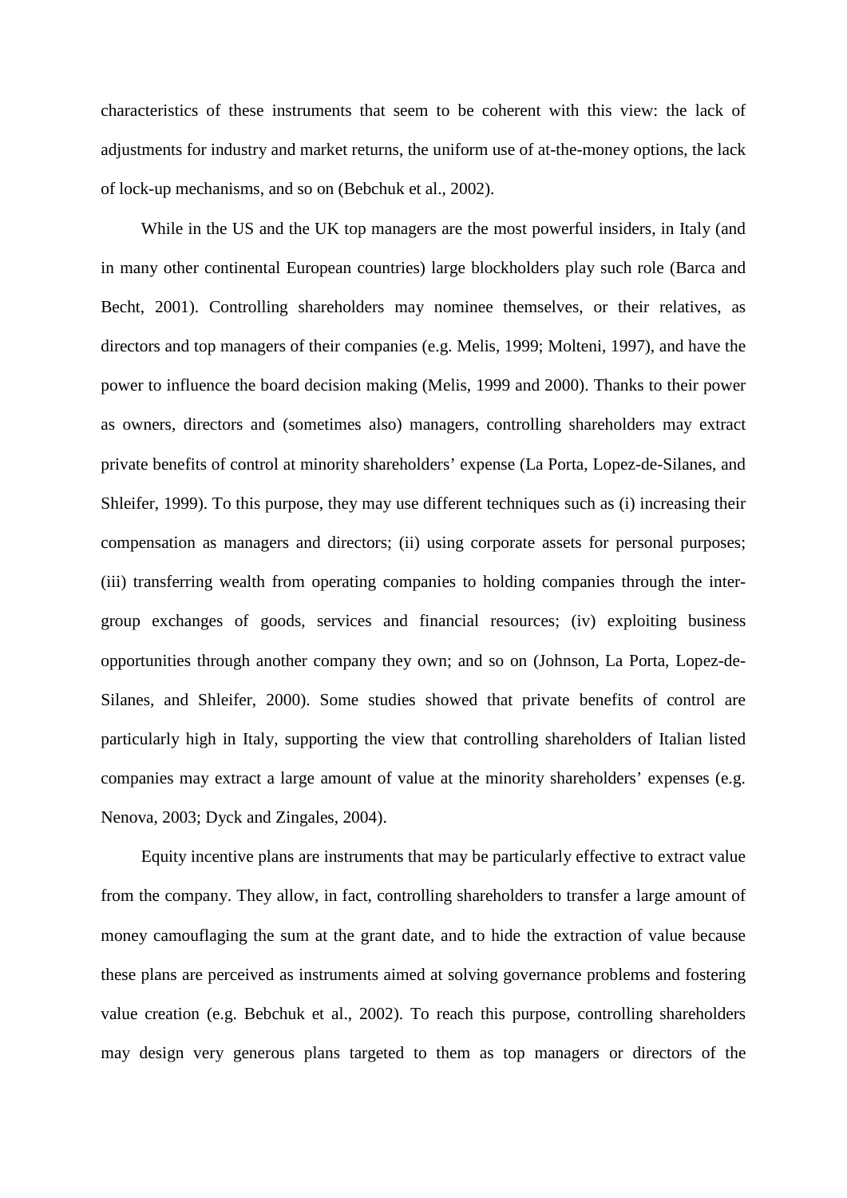characteristics of these instruments that seem to be coherent with this view: the lack of adjustments for industry and market returns, the uniform use of at-the-money options, the lack of lock-up mechanisms, and so on (Bebchuk et al., 2002).

While in the US and the UK top managers are the most powerful insiders, in Italy (and in many other continental European countries) large blockholders play such role (Barca and Becht, 2001). Controlling shareholders may nominee themselves, or their relatives, as directors and top managers of their companies (e.g. Melis, 1999; Molteni, 1997), and have the power to influence the board decision making (Melis, 1999 and 2000). Thanks to their power as owners, directors and (sometimes also) managers, controlling shareholders may extract private benefits of control at minority shareholders' expense (La Porta, Lopez-de-Silanes, and Shleifer, 1999). To this purpose, they may use different techniques such as (i) increasing their compensation as managers and directors; (ii) using corporate assets for personal purposes; (iii) transferring wealth from operating companies to holding companies through the inter-group exchanges of goods, services and financial resources; (iv) exploiting business opportunities through another company they own; and so on (Johnson, La Porta, Lopez-de-Silanes, and Shleifer, 2000). Some studies showed that private benefits of control are particularly high in Italy, supporting the view that controlling shareholders of Italian listed companies may extract a large amount of value at the minority shareholders' expenses (e.g. Nenova, 2003; Dyck and Zingales, 2004).

Equity incentive plans are instruments that may be particularly effective to extract value from the company. They allow, in fact, controlling shareholders to transfer a large amount of money camouflaging the sum at the grant date, and to hide the extraction of value because these plans are perceived as instruments aimed at solving governance problems and fostering value creation (e.g. Bebchuk et al., 2002). To reach this purpose, controlling shareholders may design very generous plans targeted to them as top managers or directors of the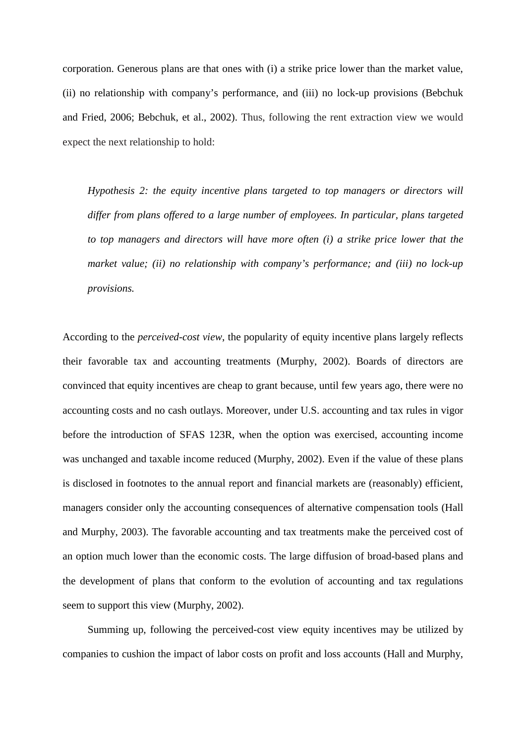corporation. Generous plans are that ones with (i) a strike price lower than the market value, (ii) no relationship with company's performance, and (iii) no lock-up provisions (Bebchuk and Fried, 2006; Bebchuk, et al., 2002). Thus, following the rent extraction view we would expect the next relationship to hold:

*Hypothesis 2: the equity incentive plans targeted to top managers or directors will differ from plans offered to a large number of employees. In particular, plans targeted to top managers and directors will have more often (i) a strike price lower that the market value; (ii) no relationship with company's performance; and (iii) no lock-up provisions.*

According to the *perceived-cost view*, the popularity of equity incentive plans largely reflects their favorable tax and accounting treatments (Murphy, 2002). Boards of directors are convinced that equity incentives are cheap to grant because, until few years ago, there were no accounting costs and no cash outlays. Moreover, under U.S. accounting and tax rules in vigor before the introduction of SFAS 123R, when the option was exercised, accounting income was unchanged and taxable income reduced (Murphy, 2002). Even if the value of these plans is disclosed in footnotes to the annual report and financial markets are (reasonably) efficient, managers consider only the accounting consequences of alternative compensation tools (Hall and Murphy, 2003). The favorable accounting and tax treatments make the perceived cost of an option much lower than the economic costs. The large diffusion of broad-based plans and the development of plans that conform to the evolution of accounting and tax regulations seem to support this view (Murphy, 2002).

Summing up, following the perceived-cost view equity incentives may be utilized by companies to cushion the impact of labor costs on profit and loss accounts (Hall and Murphy,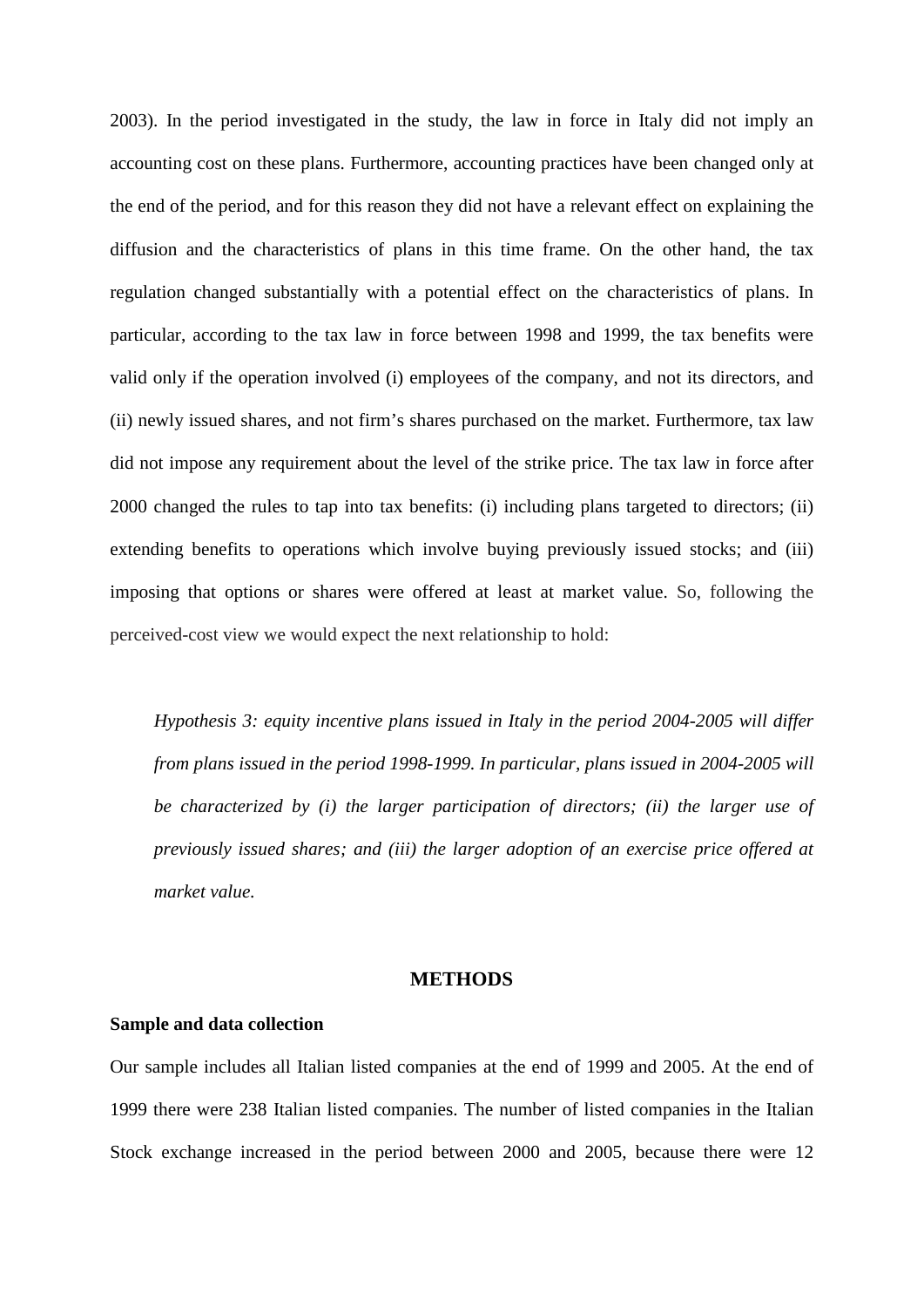2003). In the period investigated in the study, the law in force in Italy did not imply an accounting cost on these plans. Furthermore, accounting practices have been changed only at the end of the period, and for this reason they did not have a relevant effect on explaining the diffusion and the characteristics of plans in this time frame. On the other hand, the tax regulation changed substantially with a potential effect on the characteristics of plans. In particular, according to the tax law in force between 1998 and 1999, the tax benefits were valid only if the operation involved (i) employees of the company, and not its directors, and (ii) newly issued shares, and not firm's shares purchased on the market. Furthermore, tax law did not impose any requirement about the level of the strike price. The tax law in force after 2000 changed the rules to tap into tax benefits: (i) including plans targeted to directors; (ii) extending benefits to operations which involve buying previously issued stocks; and (iii) imposing that options or shares were offered at least at market value. So, following the perceived-cost view we would expect the next relationship to hold:

> *Hypothesis 3: equity incentive plans issued in Italy in the period 2004-2005 will differ from plans issued in the period 1998-1999. In particular, plans issued in 2004-2005 will be characterized by (i) the larger participation of directors; (ii) the larger use of previously issued shares; and (iii) the larger adoption of an exercise price offered at market value.*

## METHODS

### Sample and data collection

Our sample includes all Italian listed companies at the end of 1999 and 2005. At the end of 1999 there were 238 Italian listed companies. The number of listed companies in the Italian Stock exchange increased in the period between 2000 and 2005, because there were 12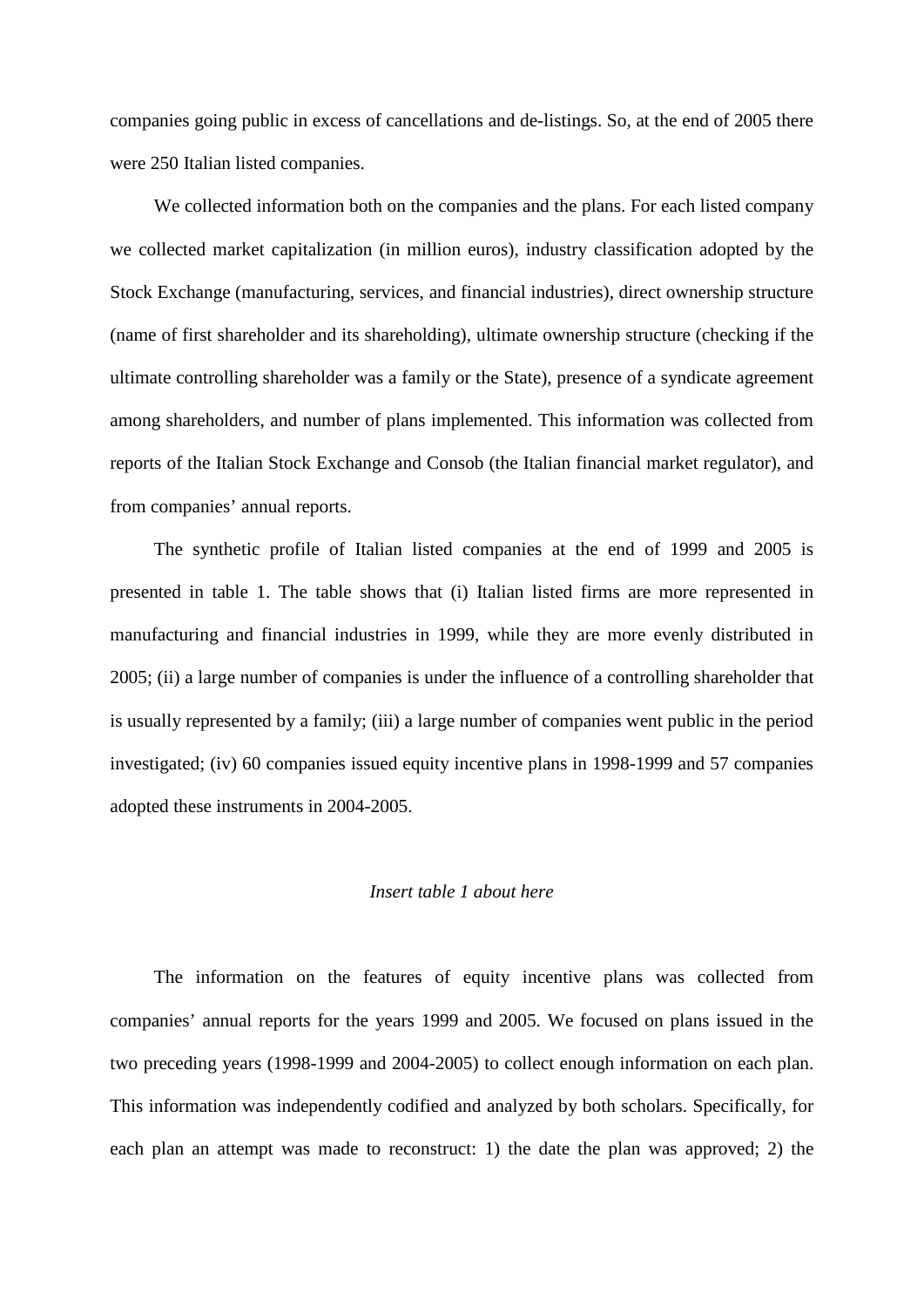companies going public in excess of cancellations and de-listings. So, at the end of 2005 there were 250 Italian listed companies.

We collected information both on the companies and the plans. For each listed company we collected market capitalization (in million euros), industry classification adopted by the Stock Exchange (manufacturing, services, and financial industries), direct ownership structure (name of first shareholder and its shareholding), ultimate ownership structure (checking if the ultimate controlling shareholder was a family or the State), presence of a syndicate agreement among shareholders, and number of plans implemented. This information was collected from reports of the Italian Stock Exchange and Consob (the Italian financial market regulator), and from companies' annual reports.

The synthetic profile of Italian listed companies at the end of 1999 and 2005 is presented in table 1. The table shows that (i) Italian listed firms are more represented in manufacturing and financial industries in 1999, while they are more evenly distributed in 2005; (ii) a large number of companies is under the influence of a controlling shareholder that is usually represented by a family; (iii) a large number of companies went public in the period investigated; (iv) 60 companies issued equity incentive plans in 1998-1999 and 57 companies adopted these instruments in 2004-2005.

*Insert table 1 about here*

The information on the features of equity incentive plans was collected from companies' annual reports for the years 1999 and 2005. We focused on plans issued in the two preceding years (1998-1999 and 2004-2005) to collect enough information on each plan. This information was independently codified and analyzed by both scholars. Specifically, for each plan an attempt was made to reconstruct: 1) the date the plan was approved; 2) the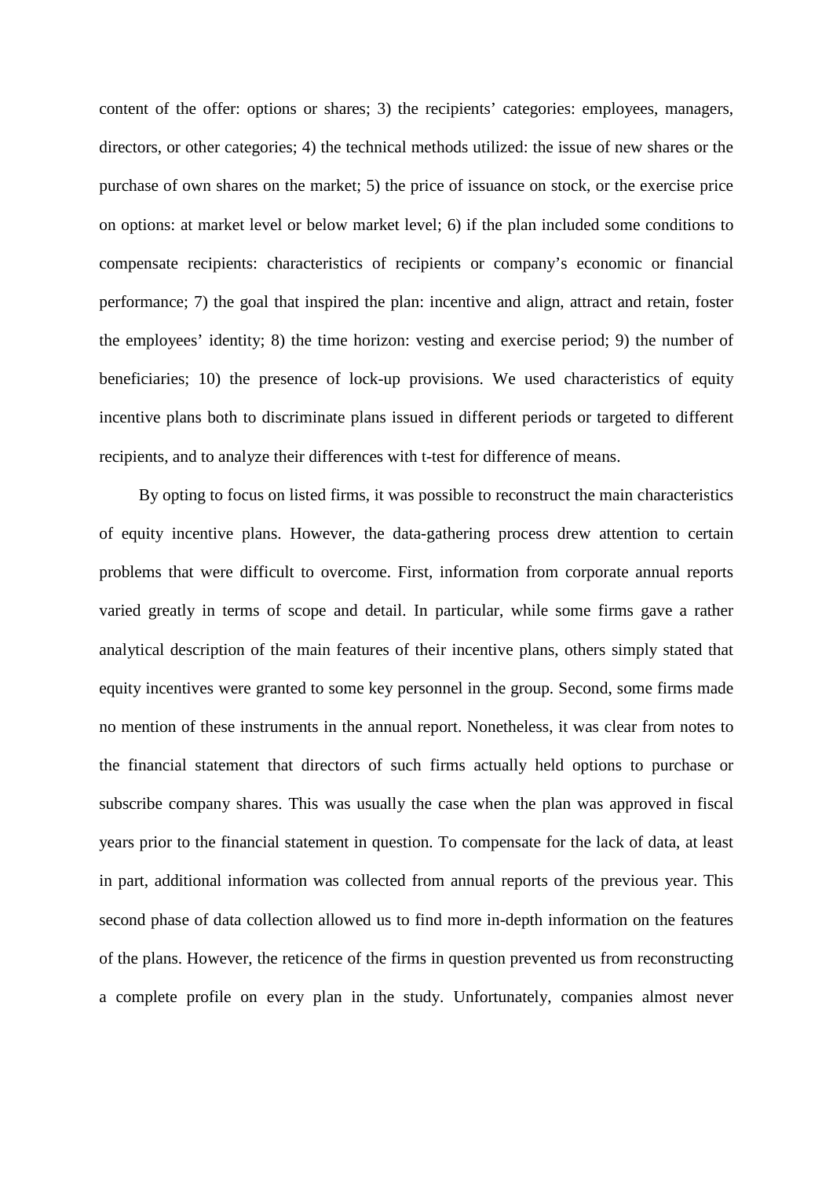content of the offer: options or shares; 3) the recipients' categories: employees, managers, directors, or other categories; 4) the technical methods utilized: the issue of new shares or the purchase of own shares on the market; 5) the price of issuance on stock, or the exercise price on options: at market level or below market level; 6) if the plan included some conditions to compensate recipients: characteristics of recipients or company's economic or financial performance; 7) the goal that inspired the plan: incentive and align, attract and retain, foster the employees' identity; 8) the time horizon: vesting and exercise period; 9) the number of beneficiaries; 10) the presence of lock-up provisions. We used characteristics of equity incentive plans both to discriminate plans issued in different periods or targeted to different recipients, and to analyze their differences with t-test for difference of means.

By opting to focus on listed firms, it was possible to reconstruct the main characteristics of equity incentive plans. However, the data-gathering process drew attention to certain problems that were difficult to overcome. First, information from corporate annual reports varied greatly in terms of scope and detail. In particular, while some firms gave a rather analytical description of the main features of their incentive plans, others simply stated that equity incentives were granted to some key personnel in the group. Second, some firms made no mention of these instruments in the annual report. Nonetheless, it was clear from notes to the financial statement that directors of such firms actually held options to purchase or subscribe company shares. This was usually the case when the plan was approved in fiscal years prior to the financial statement in question. To compensate for the lack of data, at least in part, additional information was collected from annual reports of the previous year. This second phase of data collection allowed us to find more in-depth information on the features of the plans. However, the reticence of the firms in question prevented us from reconstructing a complete profile on every plan in the study. Unfortunately, companies almost never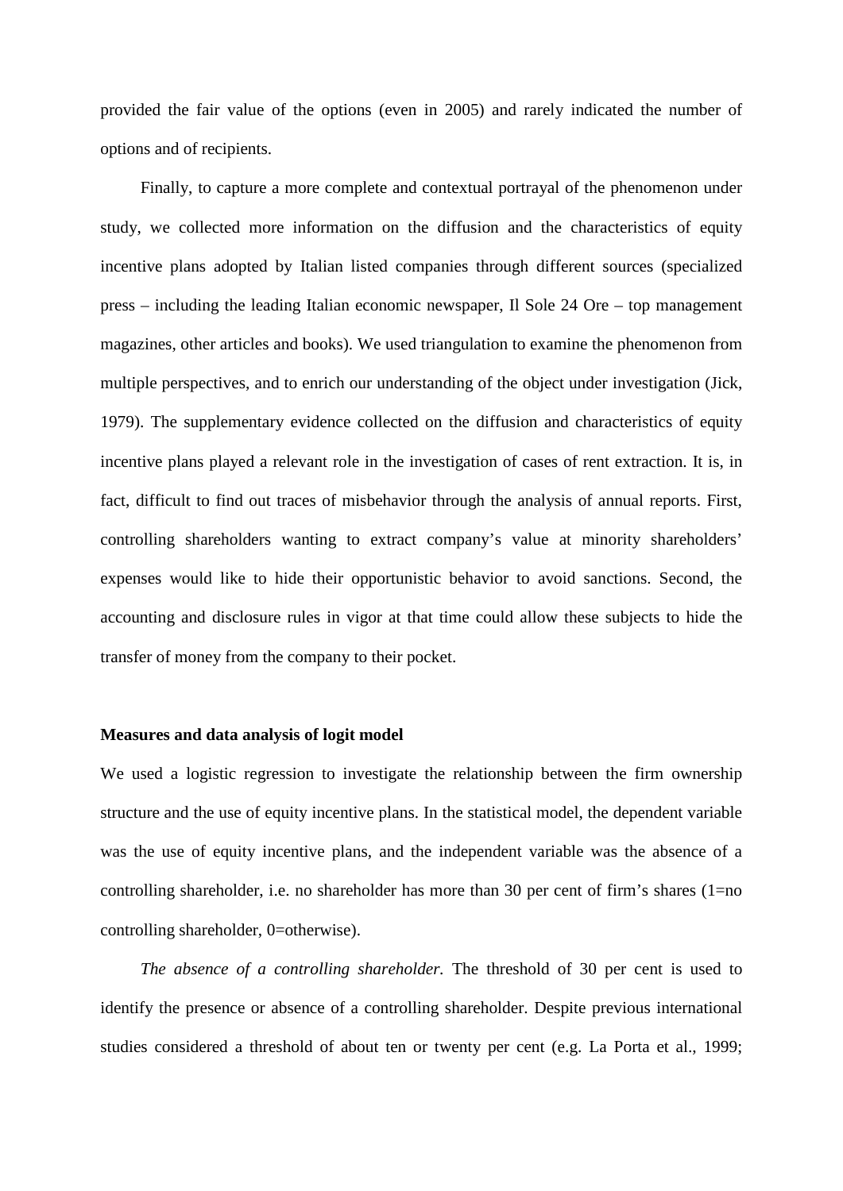provided the fair value of the options (even in 2005) and rarely indicated the number of options and of recipients.

Finally, to capture a more complete and contextual portrayal of the phenomenon under study, we collected more information on the diffusion and the characteristics of equity incentive plans adopted by Italian listed companies through different sources (specialized press – including the leading Italian economic newspaper, Il Sole 24 Ore – top management magazines, other articles and books). We used triangulation to examine the phenomenon from multiple perspectives, and to enrich our understanding of the object under investigation (Jick, 1979). The supplementary evidence collected on the diffusion and characteristics of equity incentive plans played a relevant role in the investigation of cases of rent extraction. It is, in fact, difficult to find out traces of misbehavior through the analysis of annual reports. First, controlling shareholders wanting to extract company's value at minority shareholders' expenses would like to hide their opportunistic behavior to avoid sanctions. Second, the accounting and disclosure rules in vigor at that time could allow these subjects to hide the transfer of money from the company to their pocket.

**Measures and data analysis of logit model**

We used a logistic regression to investigate the relationship between the firm ownership structure and the use of equity incentive plans. In the statistical model, the dependent variable was the use of equity incentive plans, and the independent variable was the absence of a controlling shareholder, i.e. no shareholder has more than 30 per cent of firm's shares (1=no controlling shareholder, 0=otherwise).

*The absence of a controlling shareholder.* The threshold of 30 per cent is used to identify the presence or absence of a controlling shareholder. Despite previous international studies considered a threshold of about ten or twenty per cent (e.g. La Porta et al., 1999;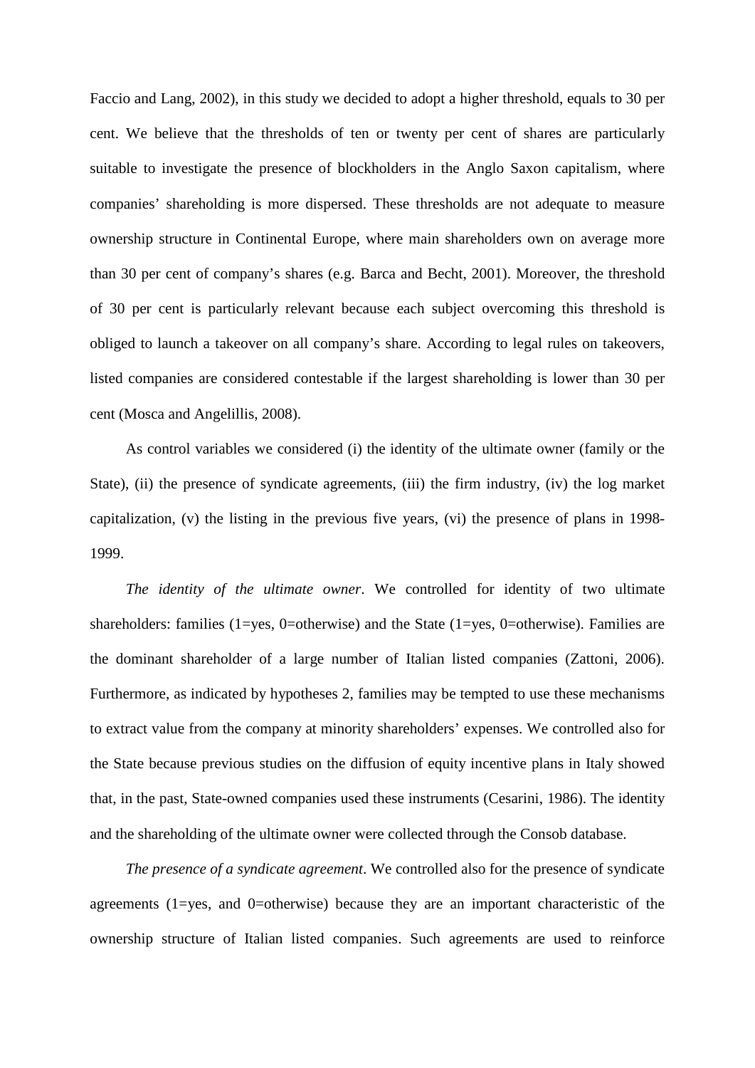Faccio and Lang, 2002), in this study we decided to adopt a higher threshold, equals to 30 per cent. We believe that the thresholds of ten or twenty per cent of shares are particularly suitable to investigate the presence of blockholders in the Anglo Saxon capitalism, where companies' shareholding is more dispersed. These thresholds are not adequate to measure ownership structure in Continental Europe, where main shareholders own on average more than 30 per cent of company's shares (e.g. Barca and Becht, 2001). Moreover, the threshold of 30 per cent is particularly relevant because each subject overcoming this threshold is obliged to launch a takeover on all company's share. According to legal rules on takeovers, listed companies are considered contestable if the largest shareholding is lower than 30 per cent (Mosca and Angelillis, 2008).

As control variables we considered (i) the identity of the ultimate owner (family or the State), (ii) the presence of syndicate agreements, (iii) the firm industry, (iv) the log market capitalization, (v) the listing in the previous five years, (vi) the presence of plans in 1998-1999.

*The identity of the ultimate owner*. We controlled for identity of two ultimate shareholders: families (1=yes, 0=otherwise) and the State (1=yes, 0=otherwise). Families are the dominant shareholder of a large number of Italian listed companies (Zattoni, 2006). Furthermore, as indicated by hypotheses 2, families may be tempted to use these mechanisms to extract value from the company at minority shareholders' expenses. We controlled also for the State because previous studies on the diffusion of equity incentive plans in Italy showed that, in the past, State-owned companies used these instruments (Cesarini, 1986). The identity and the shareholding of the ultimate owner were collected through the Consob database.

*The presence of a syndicate agreement*. We controlled also for the presence of syndicate agreements (1=yes, and 0=otherwise) because they are an important characteristic of the ownership structure of Italian listed companies. Such agreements are used to reinforce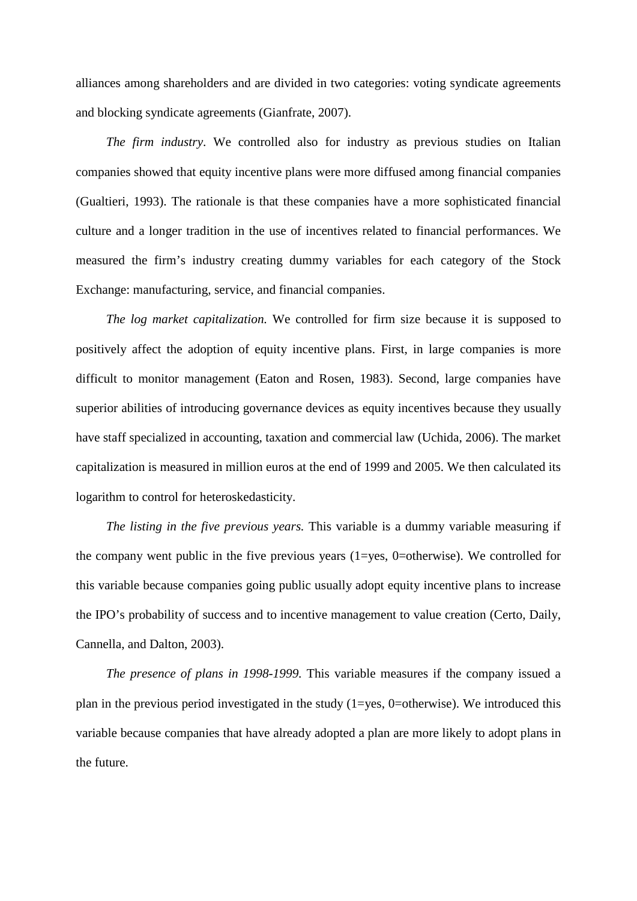alliances among shareholders and are divided in two categories: voting syndicate agreements and blocking syndicate agreements (Gianfrate, 2007).

*The firm industry*. We controlled also for industry as previous studies on Italian companies showed that equity incentive plans were more diffused among financial companies (Gualtieri, 1993). The rationale is that these companies have a more sophisticated financial culture and a longer tradition in the use of incentives related to financial performances. We measured the firm's industry creating dummy variables for each category of the Stock Exchange: manufacturing, service, and financial companies.

*The log market capitalization.* We controlled for firm size because it is supposed to positively affect the adoption of equity incentive plans. First, in large companies is more difficult to monitor management (Eaton and Rosen, 1983). Second, large companies have superior abilities of introducing governance devices as equity incentives because they usually have staff specialized in accounting, taxation and commercial law (Uchida, 2006). The market capitalization is measured in million euros at the end of 1999 and 2005. We then calculated its logarithm to control for heteroskedasticity.

*The listing in the five previous years.* This variable is a dummy variable measuring if the company went public in the five previous years (1=yes, 0=otherwise). We controlled for this variable because companies going public usually adopt equity incentive plans to increase the IPO's probability of success and to incentive management to value creation (Certo, Daily, Cannella, and Dalton, 2003).

*The presence of plans in 1998-1999.* This variable measures if the company issued a plan in the previous period investigated in the study (1=yes, 0=otherwise). We introduced this variable because companies that have already adopted a plan are more likely to adopt plans in the future.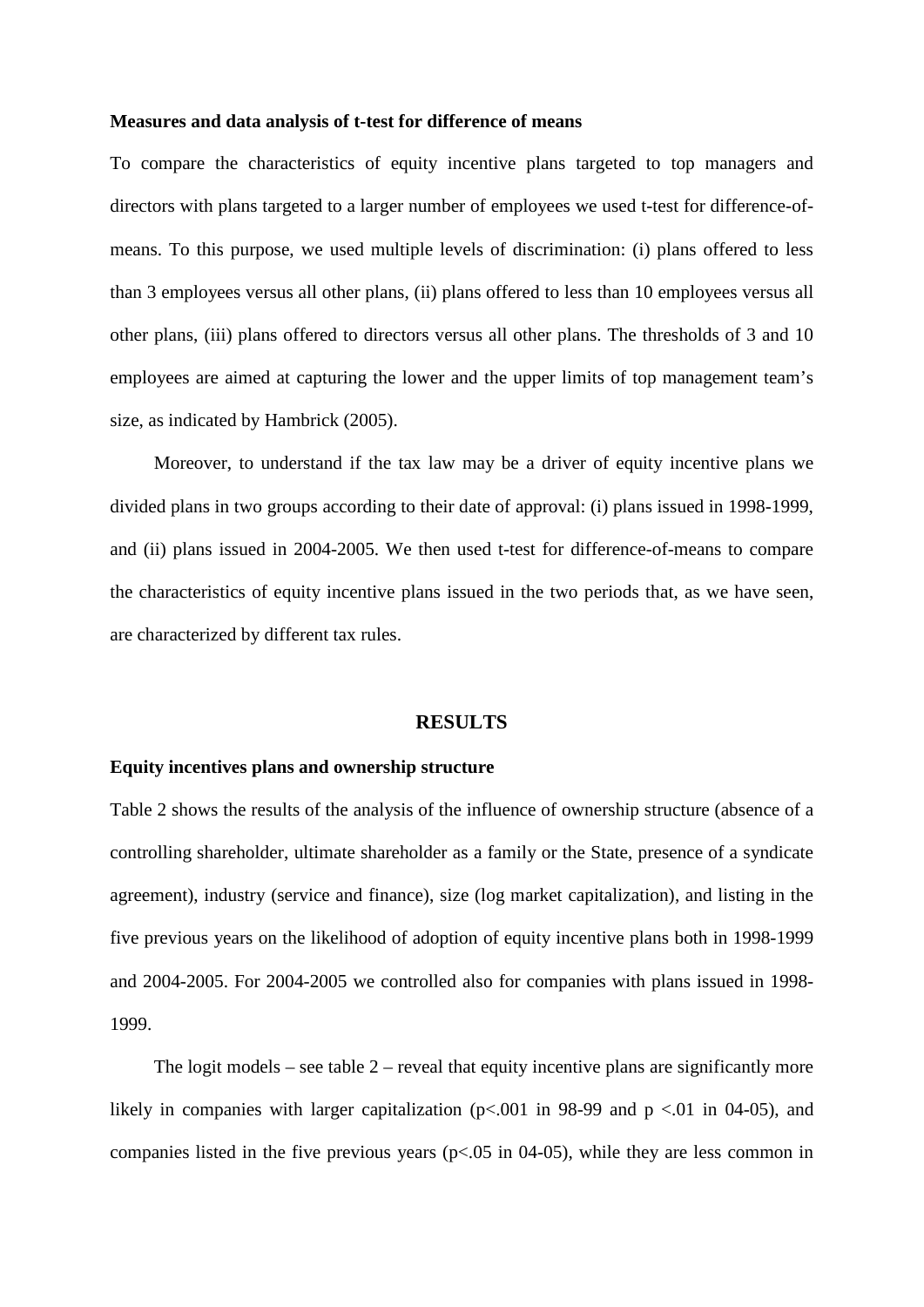**Measures and data analysis of t-test for difference of means**

To compare the characteristics of equity incentive plans targeted to top managers and directors with plans targeted to a larger number of employees we used t-test for difference-of-means. To this purpose, we used multiple levels of discrimination: (i) plans offered to less than 3 employees versus all other plans, (ii) plans offered to less than 10 employees versus all other plans, (iii) plans offered to directors versus all other plans. The thresholds of 3 and 10 employees are aimed at capturing the lower and the upper limits of top management team's size, as indicated by Hambrick (2005).

Moreover, to understand if the tax law may be a driver of equity incentive plans we divided plans in two groups according to their date of approval: (i) plans issued in 1998-1999, and (ii) plans issued in 2004-2005. We then used t-test for difference-of-means to compare the characteristics of equity incentive plans issued in the two periods that, as we have seen, are characterized by different tax rules.

## RESULTS

**Equity incentives plans and ownership structure**

Table 2 shows the results of the analysis of the influence of ownership structure (absence of a controlling shareholder, ultimate shareholder as a family or the State, presence of a syndicate agreement), industry (service and finance), size (log market capitalization), and listing in the five previous years on the likelihood of adoption of equity incentive plans both in 1998-1999 and 2004-2005. For 2004-2005 we controlled also for companies with plans issued in 1998-1999.

The logit models – see table 2 – reveal that equity incentive plans are significantly more likely in companies with larger capitalization ($p<.001$ in 98-99 and $p<.01$ in 04-05), and companies listed in the five previous years ($p<.05$ in 04-05), while they are less common in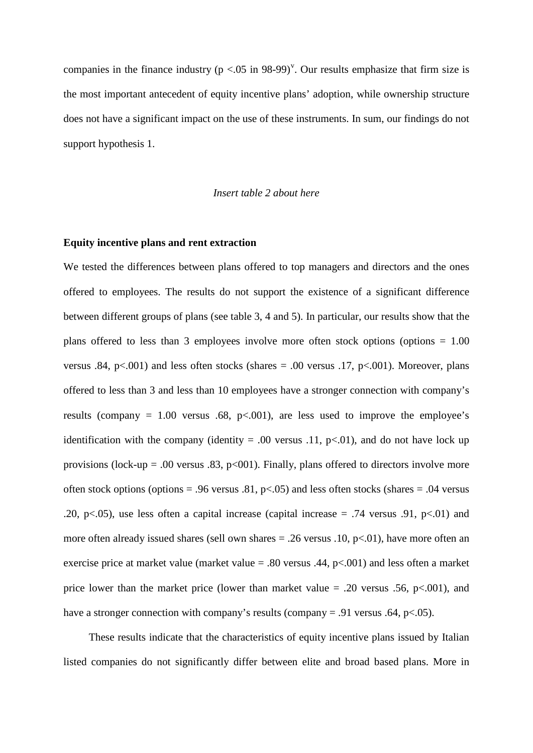companies in the finance industry ($p < .05$ in 98-99)[v]. Our results emphasize that firm size is the most important antecedent of equity incentive plans' adoption, while ownership structure does not have a significant impact on the use of these instruments. In sum, our findings do not support hypothesis 1.

*Insert table 2 about here*

**Equity incentive plans and rent extraction**

We tested the differences between plans offered to top managers and directors and the ones offered to employees. The results do not support the existence of a significant difference between different groups of plans (see table 3, 4 and 5). In particular, our results show that the plans offered to less than 3 employees involve more often stock options (options = 1.00 versus .84, $p<.001$) and less often stocks (shares = .00 versus .17, $p<.001$). Moreover, plans offered to less than 3 and less than 10 employees have a stronger connection with company's results (company = 1.00 versus .68, $p<.001$), are less used to improve the employee's identification with the company (identity = .00 versus .11, $p<.01$), and do not have lock up provisions (lock-up = .00 versus .83, $p<001$). Finally, plans offered to directors involve more often stock options (options = .96 versus .81, $p<.05$) and less often stocks (shares = .04 versus .20, $p<.05$), use less often a capital increase (capital increase = .74 versus .91, $p<.01$) and more often already issued shares (sell own shares = .26 versus .10, $p<.01$), have more often an exercise price at market value (market value = .80 versus .44, $p<.001$) and less often a market price lower than the market price (lower than market value = .20 versus .56, $p<.001$), and have a stronger connection with company's results (company = .91 versus .64, $p<.05$).

These results indicate that the characteristics of equity incentive plans issued by Italian listed companies do not significantly differ between elite and broad based plans. More in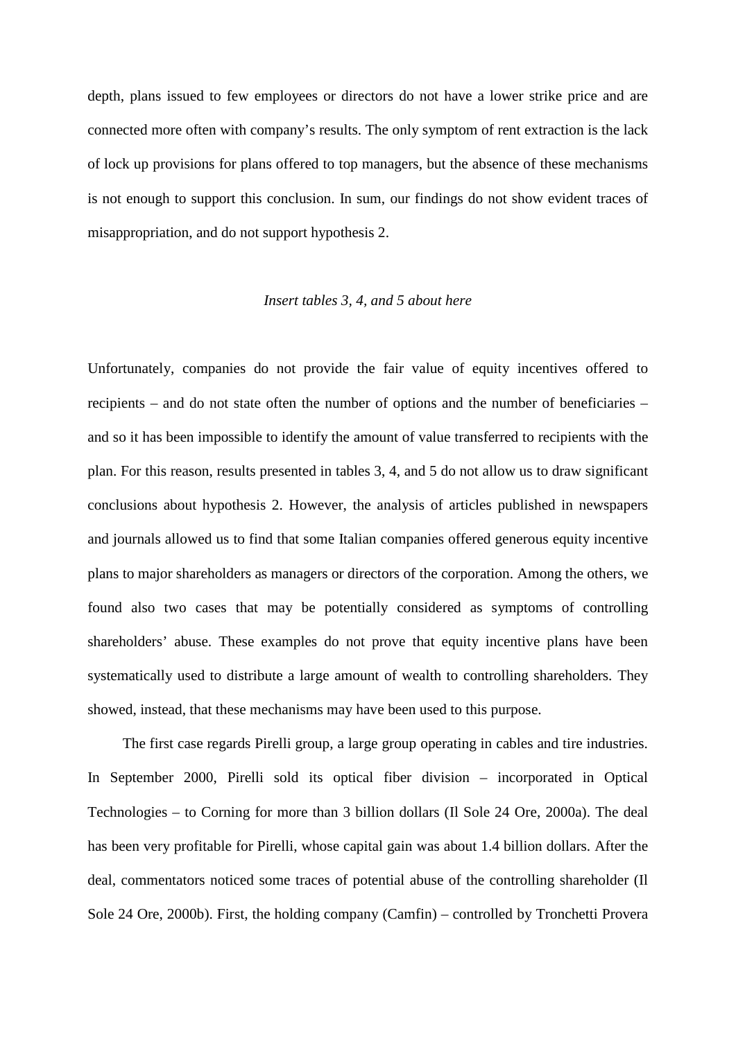depth, plans issued to few employees or directors do not have a lower strike price and are connected more often with company's results. The only symptom of rent extraction is the lack of lock up provisions for plans offered to top managers, but the absence of these mechanisms is not enough to support this conclusion. In sum, our findings do not show evident traces of misappropriation, and do not support hypothesis 2.

*Insert tables 3, 4, and 5 about here*

Unfortunately, companies do not provide the fair value of equity incentives offered to recipients – and do not state often the number of options and the number of beneficiaries – and so it has been impossible to identify the amount of value transferred to recipients with the plan. For this reason, results presented in tables 3, 4, and 5 do not allow us to draw significant conclusions about hypothesis 2. However, the analysis of articles published in newspapers and journals allowed us to find that some Italian companies offered generous equity incentive plans to major shareholders as managers or directors of the corporation. Among the others, we found also two cases that may be potentially considered as symptoms of controlling shareholders' abuse. These examples do not prove that equity incentive plans have been systematically used to distribute a large amount of wealth to controlling shareholders. They showed, instead, that these mechanisms may have been used to this purpose.

The first case regards Pirelli group, a large group operating in cables and tire industries. In September 2000, Pirelli sold its optical fiber division – incorporated in Optical Technologies – to Corning for more than 3 billion dollars (Il Sole 24 Ore, 2000a). The deal has been very profitable for Pirelli, whose capital gain was about 1.4 billion dollars. After the deal, commentators noticed some traces of potential abuse of the controlling shareholder (Il Sole 24 Ore, 2000b). First, the holding company (Camfin) – controlled by Tronchetti Provera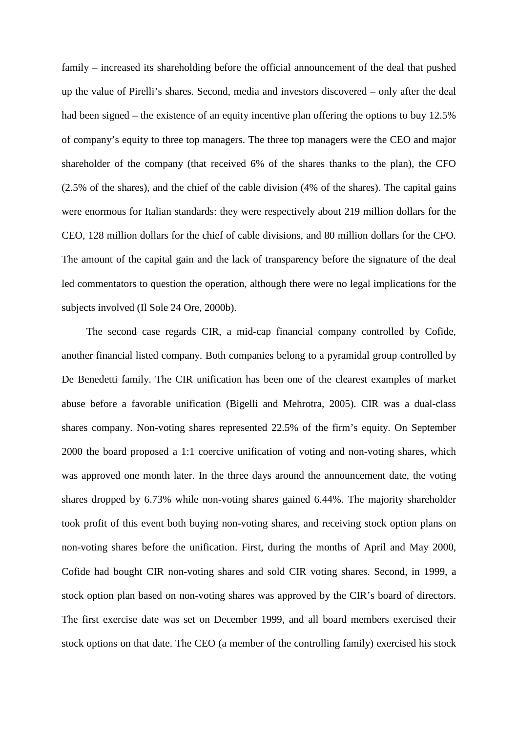family – increased its shareholding before the official announcement of the deal that pushed up the value of Pirelli's shares. Second, media and investors discovered – only after the deal had been signed – the existence of an equity incentive plan offering the options to buy 12.5% of company's equity to three top managers. The three top managers were the CEO and major shareholder of the company (that received 6% of the shares thanks to the plan), the CFO (2.5% of the shares), and the chief of the cable division (4% of the shares). The capital gains were enormous for Italian standards: they were respectively about 219 million dollars for the CEO, 128 million dollars for the chief of cable divisions, and 80 million dollars for the CFO. The amount of the capital gain and the lack of transparency before the signature of the deal led commentators to question the operation, although there were no legal implications for the subjects involved (Il Sole 24 Ore, 2000b).

The second case regards CIR, a mid-cap financial company controlled by Cofide, another financial listed company. Both companies belong to a pyramidal group controlled by De Benedetti family. The CIR unification has been one of the clearest examples of market abuse before a favorable unification (Bigelli and Mehrotra, 2005). CIR was a dual-class shares company. Non-voting shares represented 22.5% of the firm's equity. On September 2000 the board proposed a 1:1 coercive unification of voting and non-voting shares, which was approved one month later. In the three days around the announcement date, the voting shares dropped by 6.73% while non-voting shares gained 6.44%. The majority shareholder took profit of this event both buying non-voting shares, and receiving stock option plans on non-voting shares before the unification. First, during the months of April and May 2000, Cofide had bought CIR non-voting shares and sold CIR voting shares. Second, in 1999, a stock option plan based on non-voting shares was approved by the CIR's board of directors. The first exercise date was set on December 1999, and all board members exercised their stock options on that date. The CEO (a member of the controlling family) exercised his stock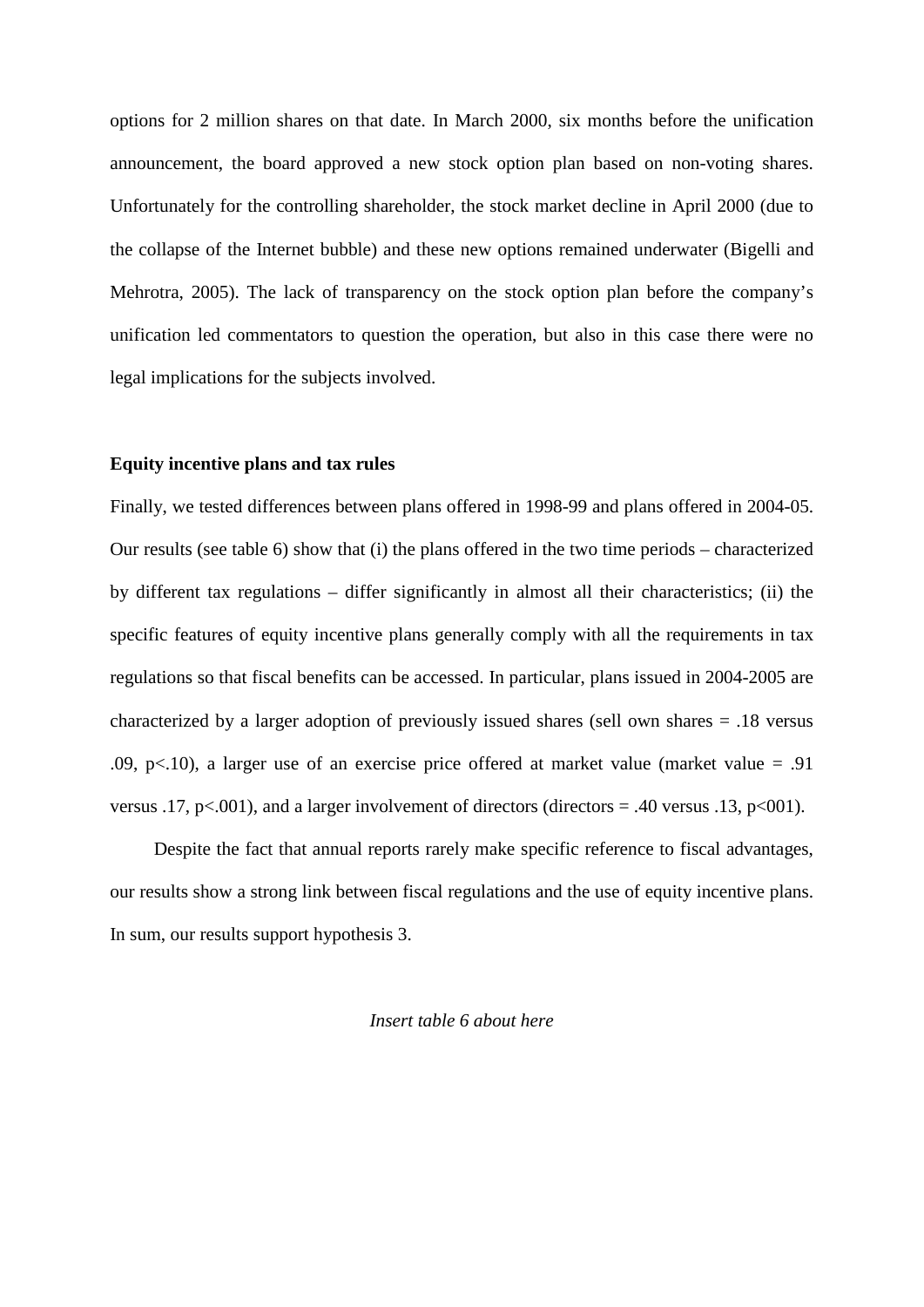options for 2 million shares on that date. In March 2000, six months before the unification announcement, the board approved a new stock option plan based on non-voting shares. Unfortunately for the controlling shareholder, the stock market decline in April 2000 (due to the collapse of the Internet bubble) and these new options remained underwater (Bigelli and Mehrotra, 2005). The lack of transparency on the stock option plan before the company's unification led commentators to question the operation, but also in this case there were no legal implications for the subjects involved.

**Equity incentive plans and tax rules**

Finally, we tested differences between plans offered in 1998-99 and plans offered in 2004-05. Our results (see table 6) show that (i) the plans offered in the two time periods – characterized by different tax regulations – differ significantly in almost all their characteristics; (ii) the specific features of equity incentive plans generally comply with all the requirements in tax regulations so that fiscal benefits can be accessed. In particular, plans issued in 2004-2005 are characterized by a larger adoption of previously issued shares (sell own shares = .18 versus .09, $p<.10$), a larger use of an exercise price offered at market value (market value = .91 versus .17, $p<.001$), and a larger involvement of directors (directors = .40 versus .13, $p<001$).

Despite the fact that annual reports rarely make specific reference to fiscal advantages, our results show a strong link between fiscal regulations and the use of equity incentive plans. In sum, our results support hypothesis 3.

*Insert table 6 about here*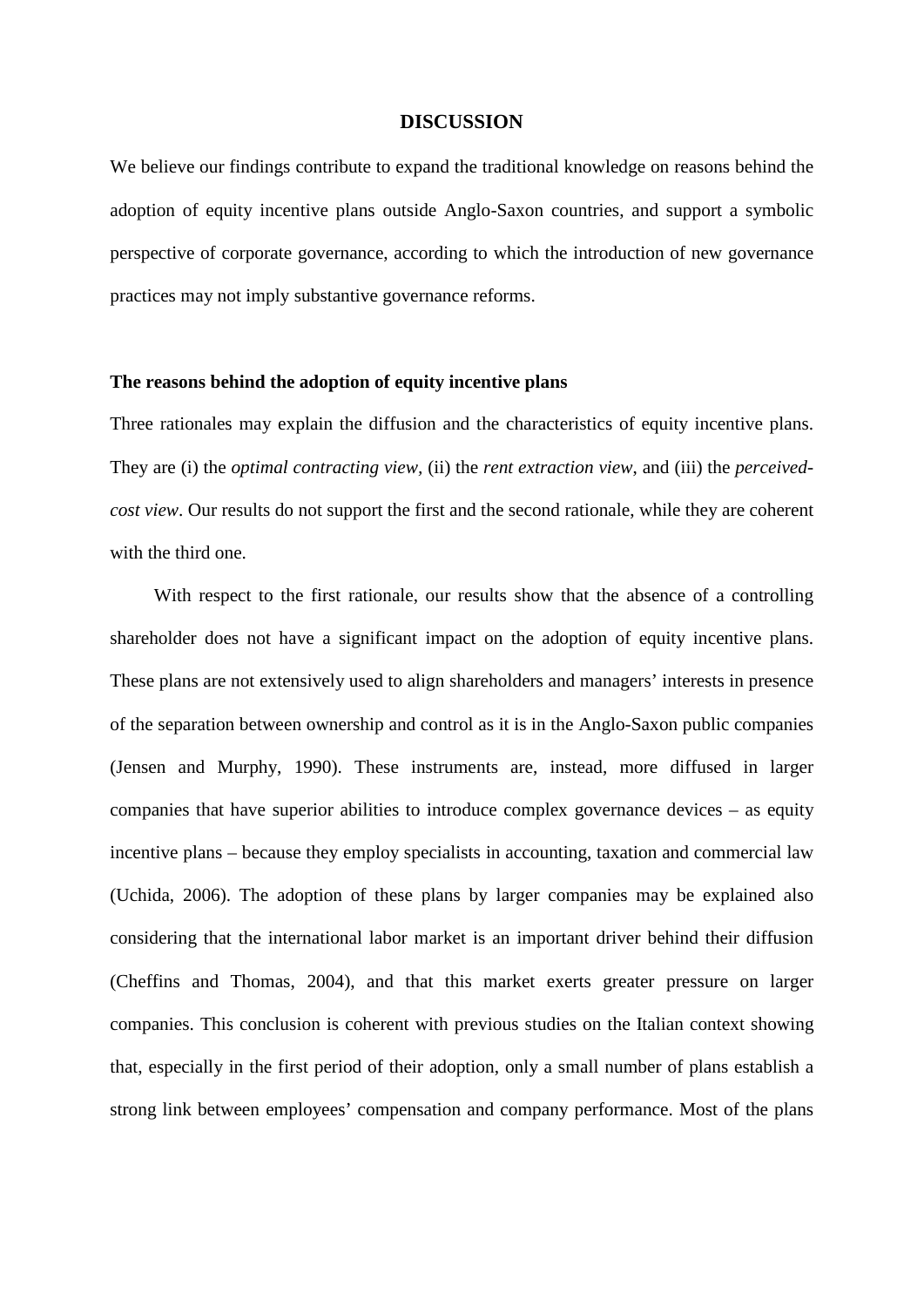## DISCUSSION

We believe our findings contribute to expand the traditional knowledge on reasons behind the adoption of equity incentive plans outside Anglo-Saxon countries, and support a symbolic perspective of corporate governance, according to which the introduction of new governance practices may not imply substantive governance reforms.

### The reasons behind the adoption of equity incentive plans

Three rationales may explain the diffusion and the characteristics of equity incentive plans. They are (i) the *optimal contracting view*, (ii) the *rent extraction view*, and (iii) the *perceived-cost view*. Our results do not support the first and the second rationale, while they are coherent with the third one.

With respect to the first rationale, our results show that the absence of a controlling shareholder does not have a significant impact on the adoption of equity incentive plans. These plans are not extensively used to align shareholders and managers' interests in presence of the separation between ownership and control as it is in the Anglo-Saxon public companies (Jensen and Murphy, 1990). These instruments are, instead, more diffused in larger companies that have superior abilities to introduce complex governance devices – as equity incentive plans – because they employ specialists in accounting, taxation and commercial law (Uchida, 2006). The adoption of these plans by larger companies may be explained also considering that the international labor market is an important driver behind their diffusion (Cheffins and Thomas, 2004), and that this market exerts greater pressure on larger companies. This conclusion is coherent with previous studies on the Italian context showing that, especially in the first period of their adoption, only a small number of plans establish a strong link between employees' compensation and company performance. Most of the plans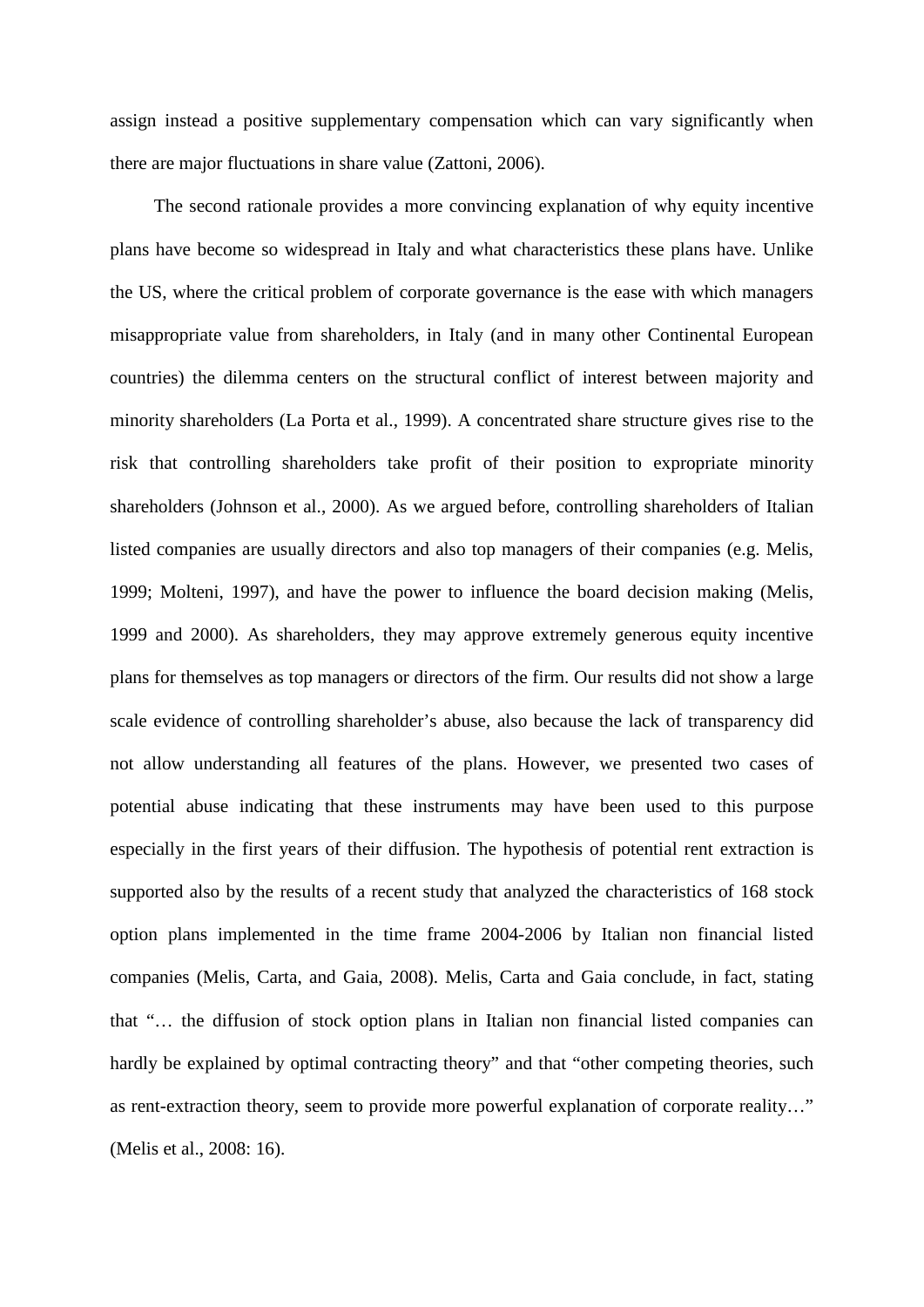assign instead a positive supplementary compensation which can vary significantly when there are major fluctuations in share value (Zattoni, 2006).

The second rationale provides a more convincing explanation of why equity incentive plans have become so widespread in Italy and what characteristics these plans have. Unlike the US, where the critical problem of corporate governance is the ease with which managers misappropriate value from shareholders, in Italy (and in many other Continental European countries) the dilemma centers on the structural conflict of interest between majority and minority shareholders (La Porta et al., 1999). A concentrated share structure gives rise to the risk that controlling shareholders take profit of their position to expropriate minority shareholders (Johnson et al., 2000). As we argued before, controlling shareholders of Italian listed companies are usually directors and also top managers of their companies (e.g. Melis, 1999; Molteni, 1997), and have the power to influence the board decision making (Melis, 1999 and 2000). As shareholders, they may approve extremely generous equity incentive plans for themselves as top managers or directors of the firm. Our results did not show a large scale evidence of controlling shareholder's abuse, also because the lack of transparency did not allow understanding all features of the plans. However, we presented two cases of potential abuse indicating that these instruments may have been used to this purpose especially in the first years of their diffusion. The hypothesis of potential rent extraction is supported also by the results of a recent study that analyzed the characteristics of 168 stock option plans implemented in the time frame 2004-2006 by Italian non financial listed companies (Melis, Carta, and Gaia, 2008). Melis, Carta and Gaia conclude, in fact, stating that "… the diffusion of stock option plans in Italian non financial listed companies can hardly be explained by optimal contracting theory" and that "other competing theories, such as rent-extraction theory, seem to provide more powerful explanation of corporate reality…" (Melis et al., 2008: 16).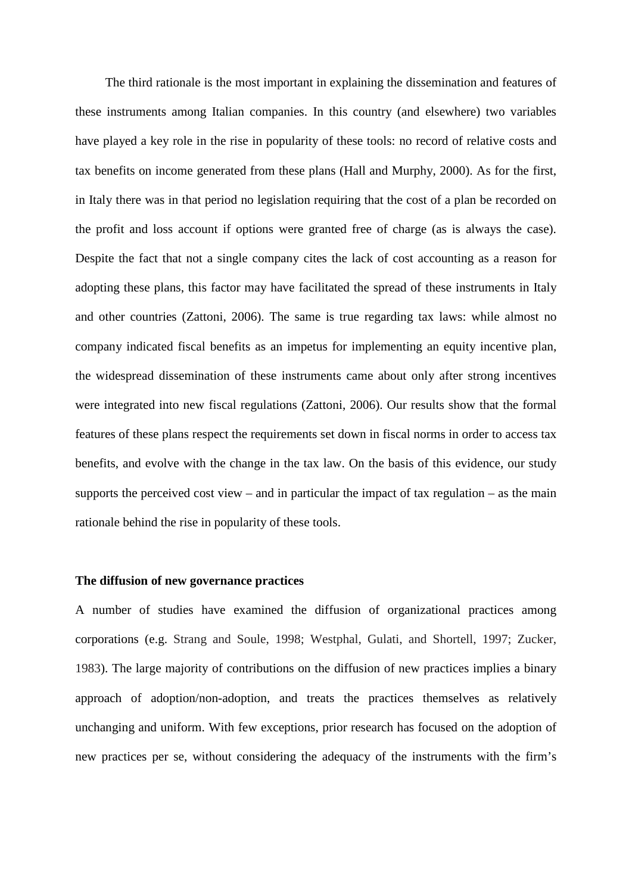The third rationale is the most important in explaining the dissemination and features of these instruments among Italian companies. In this country (and elsewhere) two variables have played a key role in the rise in popularity of these tools: no record of relative costs and tax benefits on income generated from these plans (Hall and Murphy, 2000). As for the first, in Italy there was in that period no legislation requiring that the cost of a plan be recorded on the profit and loss account if options were granted free of charge (as is always the case). Despite the fact that not a single company cites the lack of cost accounting as a reason for adopting these plans, this factor may have facilitated the spread of these instruments in Italy and other countries (Zattoni, 2006). The same is true regarding tax laws: while almost no company indicated fiscal benefits as an impetus for implementing an equity incentive plan, the widespread dissemination of these instruments came about only after strong incentives were integrated into new fiscal regulations (Zattoni, 2006). Our results show that the formal features of these plans respect the requirements set down in fiscal norms in order to access tax benefits, and evolve with the change in the tax law. On the basis of this evidence, our study supports the perceived cost view – and in particular the impact of tax regulation – as the main rationale behind the rise in popularity of these tools.

**The diffusion of new governance practices**

A number of studies have examined the diffusion of organizational practices among corporations (e.g. Strang and Soule, 1998; Westphal, Gulati, and Shortell, 1997; Zucker, 1983). The large majority of contributions on the diffusion of new practices implies a binary approach of adoption/non-adoption, and treats the practices themselves as relatively unchanging and uniform. With few exceptions, prior research has focused on the adoption of new practices per se, without considering the adequacy of the instruments with the firm's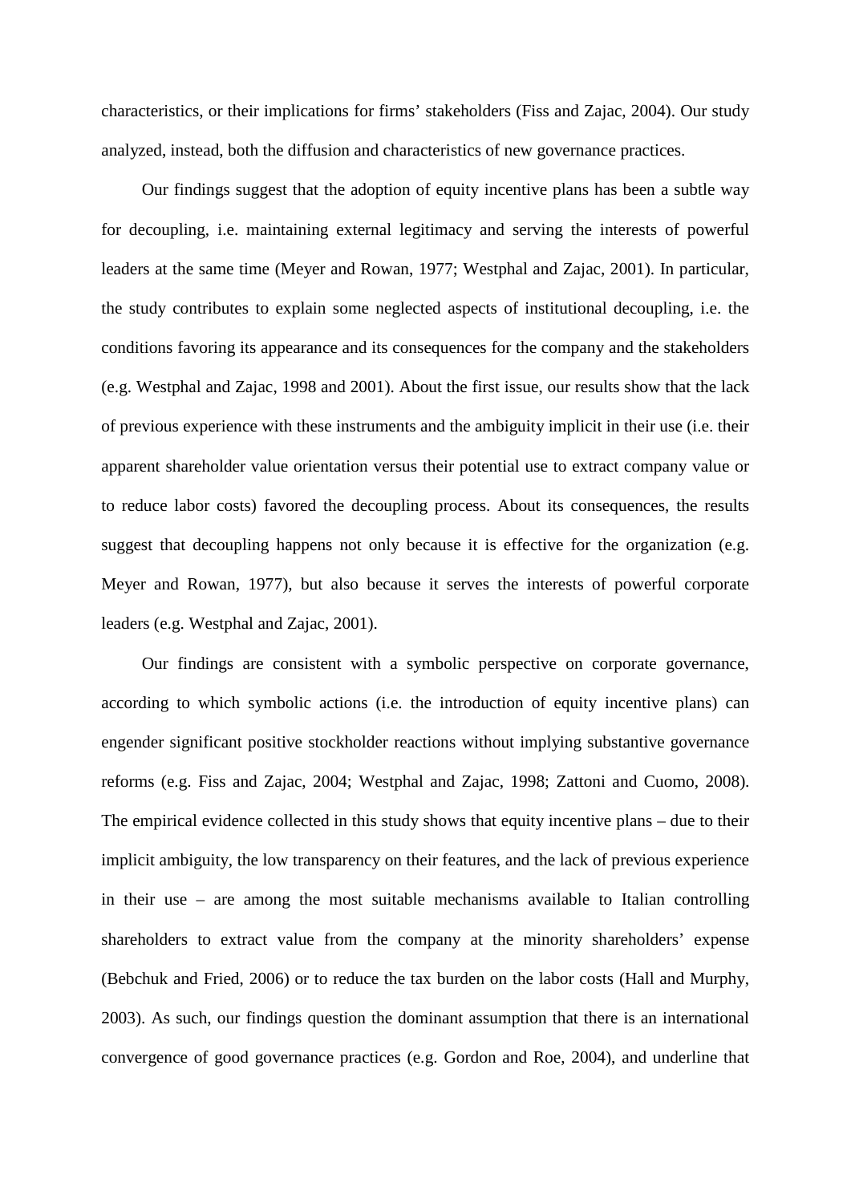characteristics, or their implications for firms' stakeholders (Fiss and Zajac, 2004). Our study analyzed, instead, both the diffusion and characteristics of new governance practices.

Our findings suggest that the adoption of equity incentive plans has been a subtle way for decoupling, i.e. maintaining external legitimacy and serving the interests of powerful leaders at the same time (Meyer and Rowan, 1977; Westphal and Zajac, 2001). In particular, the study contributes to explain some neglected aspects of institutional decoupling, i.e. the conditions favoring its appearance and its consequences for the company and the stakeholders (e.g. Westphal and Zajac, 1998 and 2001). About the first issue, our results show that the lack of previous experience with these instruments and the ambiguity implicit in their use (i.e. their apparent shareholder value orientation versus their potential use to extract company value or to reduce labor costs) favored the decoupling process. About its consequences, the results suggest that decoupling happens not only because it is effective for the organization (e.g. Meyer and Rowan, 1977), but also because it serves the interests of powerful corporate leaders (e.g. Westphal and Zajac, 2001).

Our findings are consistent with a symbolic perspective on corporate governance, according to which symbolic actions (i.e. the introduction of equity incentive plans) can engender significant positive stockholder reactions without implying substantive governance reforms (e.g. Fiss and Zajac, 2004; Westphal and Zajac, 1998; Zattoni and Cuomo, 2008). The empirical evidence collected in this study shows that equity incentive plans – due to their implicit ambiguity, the low transparency on their features, and the lack of previous experience in their use – are among the most suitable mechanisms available to Italian controlling shareholders to extract value from the company at the minority shareholders' expense (Bebchuk and Fried, 2006) or to reduce the tax burden on the labor costs (Hall and Murphy, 2003). As such, our findings question the dominant assumption that there is an international convergence of good governance practices (e.g. Gordon and Roe, 2004), and underline that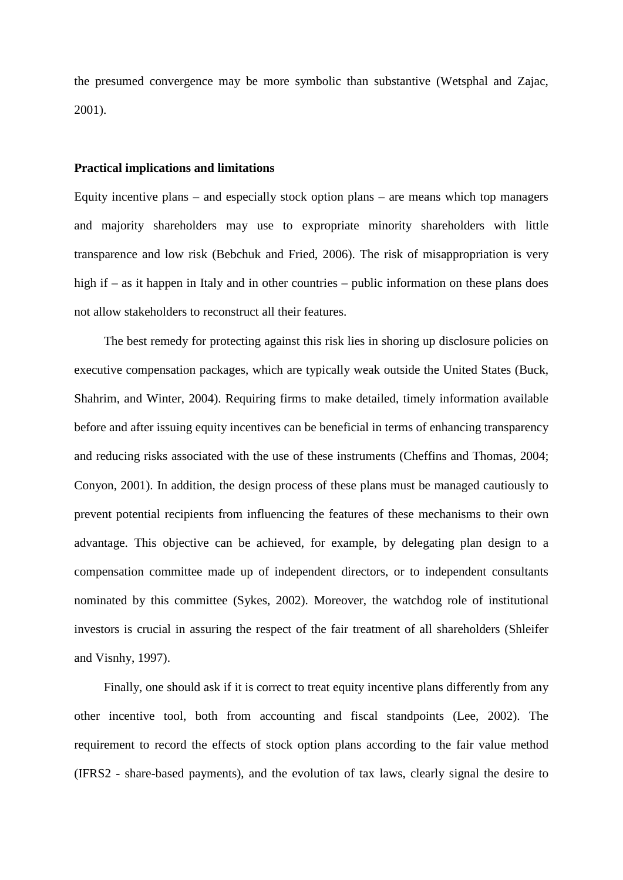the presumed convergence may be more symbolic than substantive (Wetsphal and Zajac, 2001).

**Practical implications and limitations**

Equity incentive plans – and especially stock option plans – are means which top managers and majority shareholders may use to expropriate minority shareholders with little transparence and low risk (Bebchuk and Fried, 2006). The risk of misappropriation is very high if – as it happen in Italy and in other countries – public information on these plans does not allow stakeholders to reconstruct all their features.

The best remedy for protecting against this risk lies in shoring up disclosure policies on executive compensation packages, which are typically weak outside the United States (Buck, Shahrim, and Winter, 2004). Requiring firms to make detailed, timely information available before and after issuing equity incentives can be beneficial in terms of enhancing transparency and reducing risks associated with the use of these instruments (Cheffins and Thomas, 2004; Conyon, 2001). In addition, the design process of these plans must be managed cautiously to prevent potential recipients from influencing the features of these mechanisms to their own advantage. This objective can be achieved, for example, by delegating plan design to a compensation committee made up of independent directors, or to independent consultants nominated by this committee (Sykes, 2002). Moreover, the watchdog role of institutional investors is crucial in assuring the respect of the fair treatment of all shareholders (Shleifer and Visnhy, 1997).

Finally, one should ask if it is correct to treat equity incentive plans differently from any other incentive tool, both from accounting and fiscal standpoints (Lee, 2002). The requirement to record the effects of stock option plans according to the fair value method (IFRS2 - share-based payments), and the evolution of tax laws, clearly signal the desire to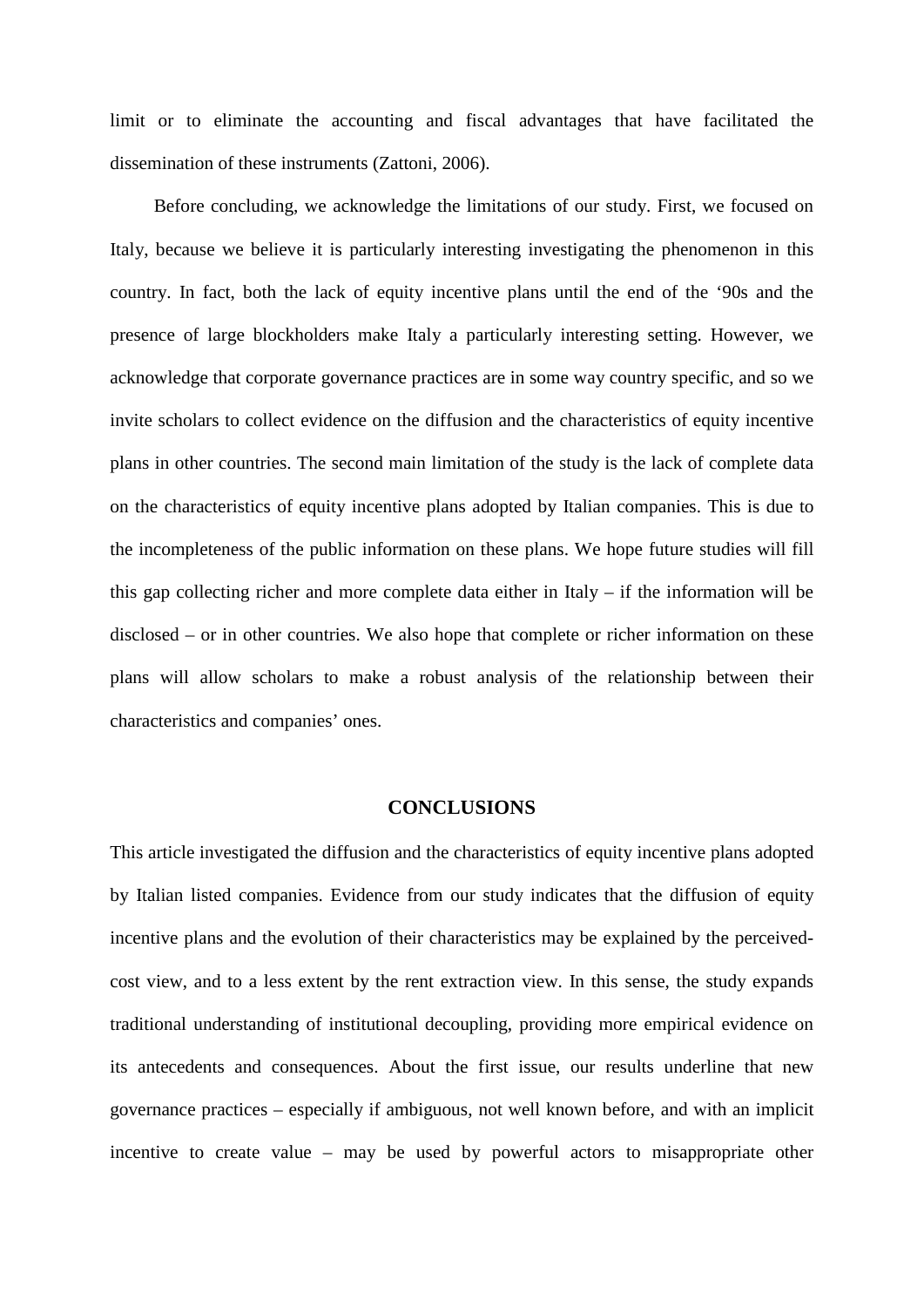limit or to eliminate the accounting and fiscal advantages that have facilitated the dissemination of these instruments (Zattoni, 2006).

Before concluding, we acknowledge the limitations of our study. First, we focused on Italy, because we believe it is particularly interesting investigating the phenomenon in this country. In fact, both the lack of equity incentive plans until the end of the '90s and the presence of large blockholders make Italy a particularly interesting setting. However, we acknowledge that corporate governance practices are in some way country specific, and so we invite scholars to collect evidence on the diffusion and the characteristics of equity incentive plans in other countries. The second main limitation of the study is the lack of complete data on the characteristics of equity incentive plans adopted by Italian companies. This is due to the incompleteness of the public information on these plans. We hope future studies will fill this gap collecting richer and more complete data either in Italy – if the information will be disclosed – or in other countries. We also hope that complete or richer information on these plans will allow scholars to make a robust analysis of the relationship between their characteristics and companies' ones.

## CONCLUSIONS

This article investigated the diffusion and the characteristics of equity incentive plans adopted by Italian listed companies. Evidence from our study indicates that the diffusion of equity incentive plans and the evolution of their characteristics may be explained by the perceived-cost view, and to a less extent by the rent extraction view. In this sense, the study expands traditional understanding of institutional decoupling, providing more empirical evidence on its antecedents and consequences. About the first issue, our results underline that new governance practices – especially if ambiguous, not well known before, and with an implicit incentive to create value – may be used by powerful actors to misappropriate other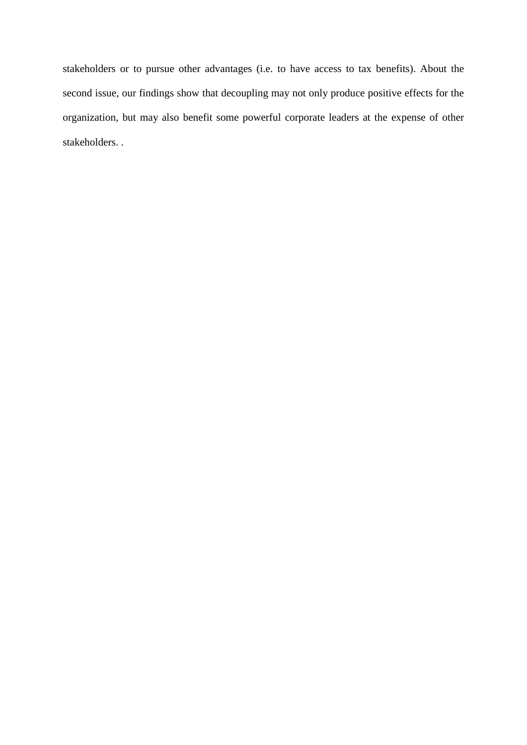stakeholders or to pursue other advantages (i.e. to have access to tax benefits). About the second issue, our findings show that decoupling may not only produce positive effects for the organization, but may also benefit some powerful corporate leaders at the expense of other stakeholders. .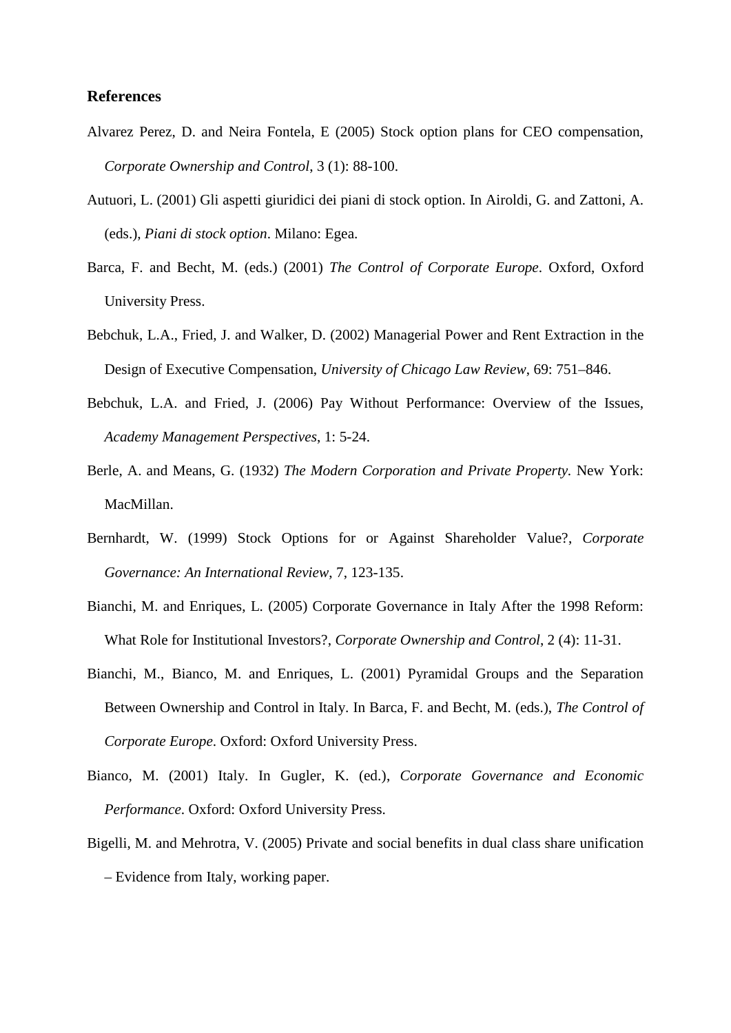# References

Alvarez Perez, D. and Neira Fontela, E (2005) Stock option plans for CEO compensation, *Corporate Ownership and Control*, 3 (1): 88-100.

Autuori, L. (2001) Gli aspetti giuridici dei piani di stock option. In Airoldi, G. and Zattoni, A. (eds.), *Piani di stock option*. Milano: Egea.

Barca, F. and Becht, M. (eds.) (2001) *The Control of Corporate Europe*. Oxford, Oxford University Press.

Bebchuk, L.A., Fried, J. and Walker, D. (2002) Managerial Power and Rent Extraction in the Design of Executive Compensation, *University of Chicago Law Review*, 69: 751–846.

Bebchuk, L.A. and Fried, J. (2006) Pay Without Performance: Overview of the Issues, *Academy Management Perspectives*, 1: 5-24.

Berle, A. and Means, G. (1932) *The Modern Corporation and Private Property*. New York: MacMillan.

Bernhardt, W. (1999) Stock Options for or Against Shareholder Value?, *Corporate Governance: An International Review*, 7, 123-135.

Bianchi, M. and Enriques, L. (2005) Corporate Governance in Italy After the 1998 Reform: What Role for Institutional Investors?, *Corporate Ownership and Control*, 2 (4): 11-31.

Bianchi, M., Bianco, M. and Enriques, L. (2001) Pyramidal Groups and the Separation Between Ownership and Control in Italy. In Barca, F. and Becht, M. (eds.), *The Control of Corporate Europe*. Oxford: Oxford University Press.

Bianco, M. (2001) Italy. In Gugler, K. (ed.), *Corporate Governance and Economic Performance*. Oxford: Oxford University Press.

Bigelli, M. and Mehrotra, V. (2005) Private and social benefits in dual class share unification – Evidence from Italy, working paper.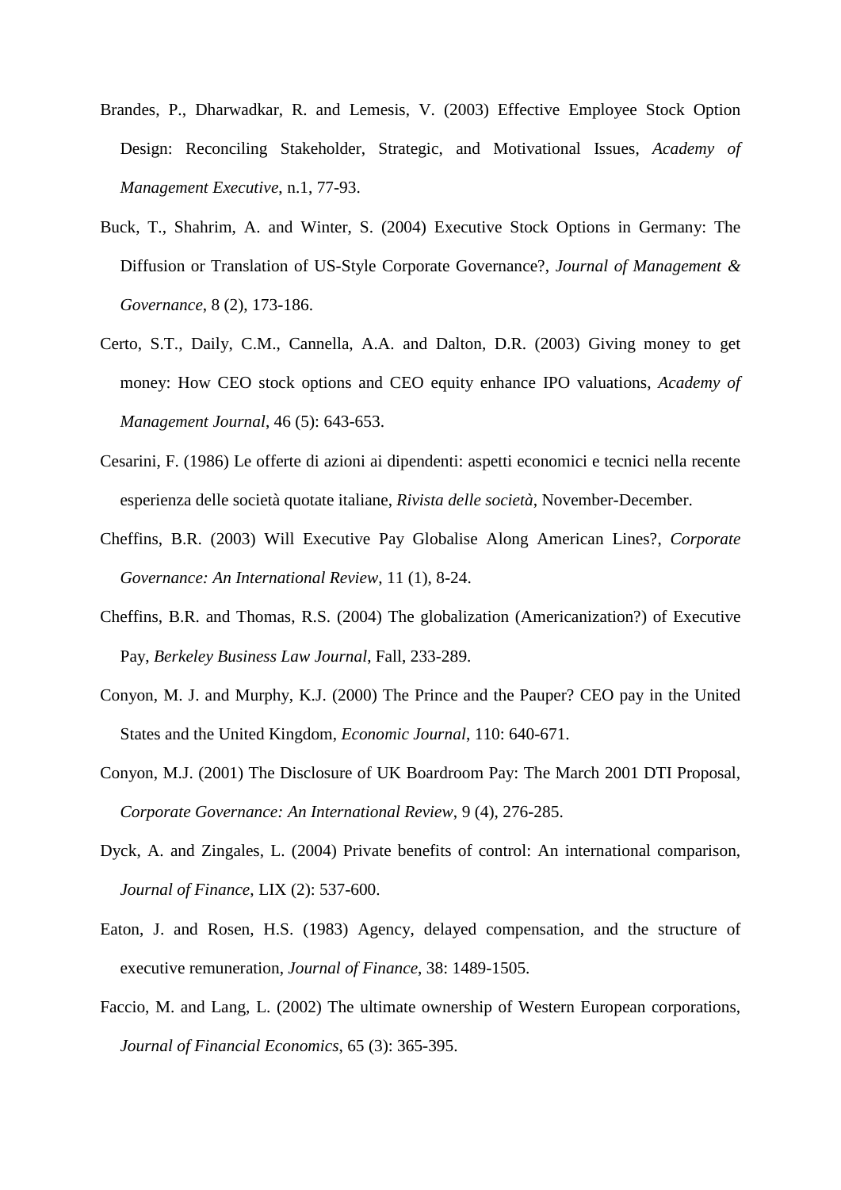Brandes, P., Dharwadkar, R. and Lemesis, V. (2003) Effective Employee Stock Option Design: Reconciling Stakeholder, Strategic, and Motivational Issues, *Academy of Management Executive*, n.1, 77-93.

Buck, T., Shahrim, A. and Winter, S. (2004) Executive Stock Options in Germany: The Diffusion or Translation of US-Style Corporate Governance?, *Journal of Management & Governance*, 8 (2), 173-186.

Certo, S.T., Daily, C.M., Cannella, A.A. and Dalton, D.R. (2003) Giving money to get money: How CEO stock options and CEO equity enhance IPO valuations, *Academy of Management Journal*, 46 (5): 643-653.

Cesarini, F. (1986) Le offerte di azioni ai dipendenti: aspetti economici e tecnici nella recente esperienza delle società quotate italiane, *Rivista delle società*, November-December.

Cheffins, B.R. (2003) Will Executive Pay Globalise Along American Lines?, *Corporate Governance: An International Review*, 11 (1), 8-24.

Cheffins, B.R. and Thomas, R.S. (2004) The globalization (Americanization?) of Executive Pay, *Berkeley Business Law Journal*, Fall, 233-289.

Conyon, M. J. and Murphy, K.J. (2000) The Prince and the Pauper? CEO pay in the United States and the United Kingdom, *Economic Journal*, 110: 640-671.

Conyon, M.J. (2001) The Disclosure of UK Boardroom Pay: The March 2001 DTI Proposal, *Corporate Governance: An International Review*, 9 (4), 276-285.

Dyck, A. and Zingales, L. (2004) Private benefits of control: An international comparison, *Journal of Finance*, LIX (2): 537-600.

Eaton, J. and Rosen, H.S. (1983) Agency, delayed compensation, and the structure of executive remuneration, *Journal of Finance*, 38: 1489-1505.

Faccio, M. and Lang, L. (2002) The ultimate ownership of Western European corporations, *Journal of Financial Economics*, 65 (3): 365-395.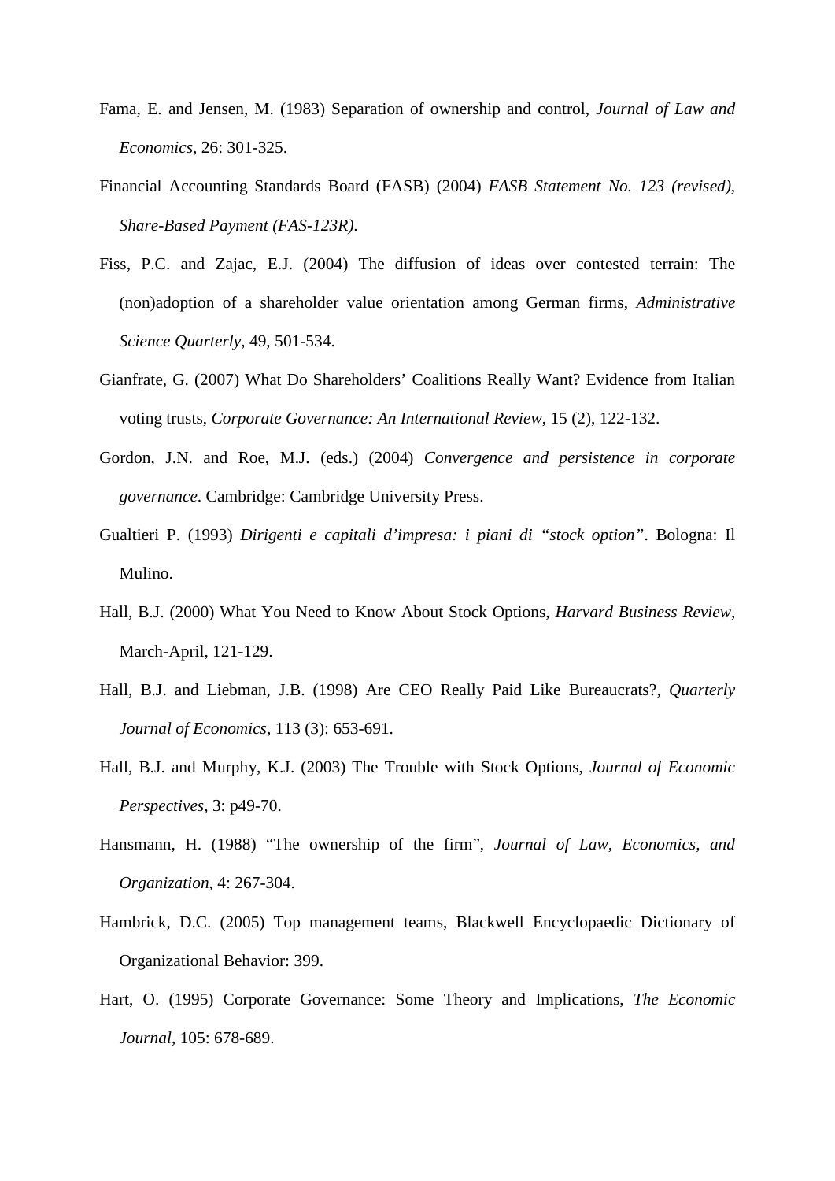Fama, E. and Jensen, M. (1983) Separation of ownership and control, *Journal of Law and Economics*, 26: 301-325.

Financial Accounting Standards Board (FASB) (2004) *FASB Statement No. 123 (revised), Share-Based Payment (FAS-123R).*

Fiss, P.C. and Zajac, E.J. (2004) The diffusion of ideas over contested terrain: The (non)adoption of a shareholder value orientation among German firms, *Administrative Science Quarterly*, 49, 501-534.

Gianfrate, G. (2007) What Do Shareholders' Coalitions Really Want? Evidence from Italian voting trusts, *Corporate Governance: An International Review*, 15 (2), 122-132.

Gordon, J.N. and Roe, M.J. (eds.) (2004) *Convergence and persistence in corporate governance*. Cambridge: Cambridge University Press.

Gualtieri P. (1993) *Dirigenti e capitali d'impresa: i piani di "stock option"*. Bologna: Il Mulino.

Hall, B.J. (2000) What You Need to Know About Stock Options, *Harvard Business Review*, March-April, 121-129.

Hall, B.J. and Liebman, J.B. (1998) Are CEO Really Paid Like Bureaucrats?, *Quarterly Journal of Economics*, 113 (3): 653-691.

Hall, B.J. and Murphy, K.J. (2003) The Trouble with Stock Options, *Journal of Economic Perspectives*, 3: p49-70.

Hansmann, H. (1988) "The ownership of the firm", *Journal of Law, Economics, and Organization*, 4: 267-304.

Hambrick, D.C. (2005) Top management teams, Blackwell Encyclopaedic Dictionary of Organizational Behavior: 399.

Hart, O. (1995) Corporate Governance: Some Theory and Implications, *The Economic Journal*, 105: 678-689.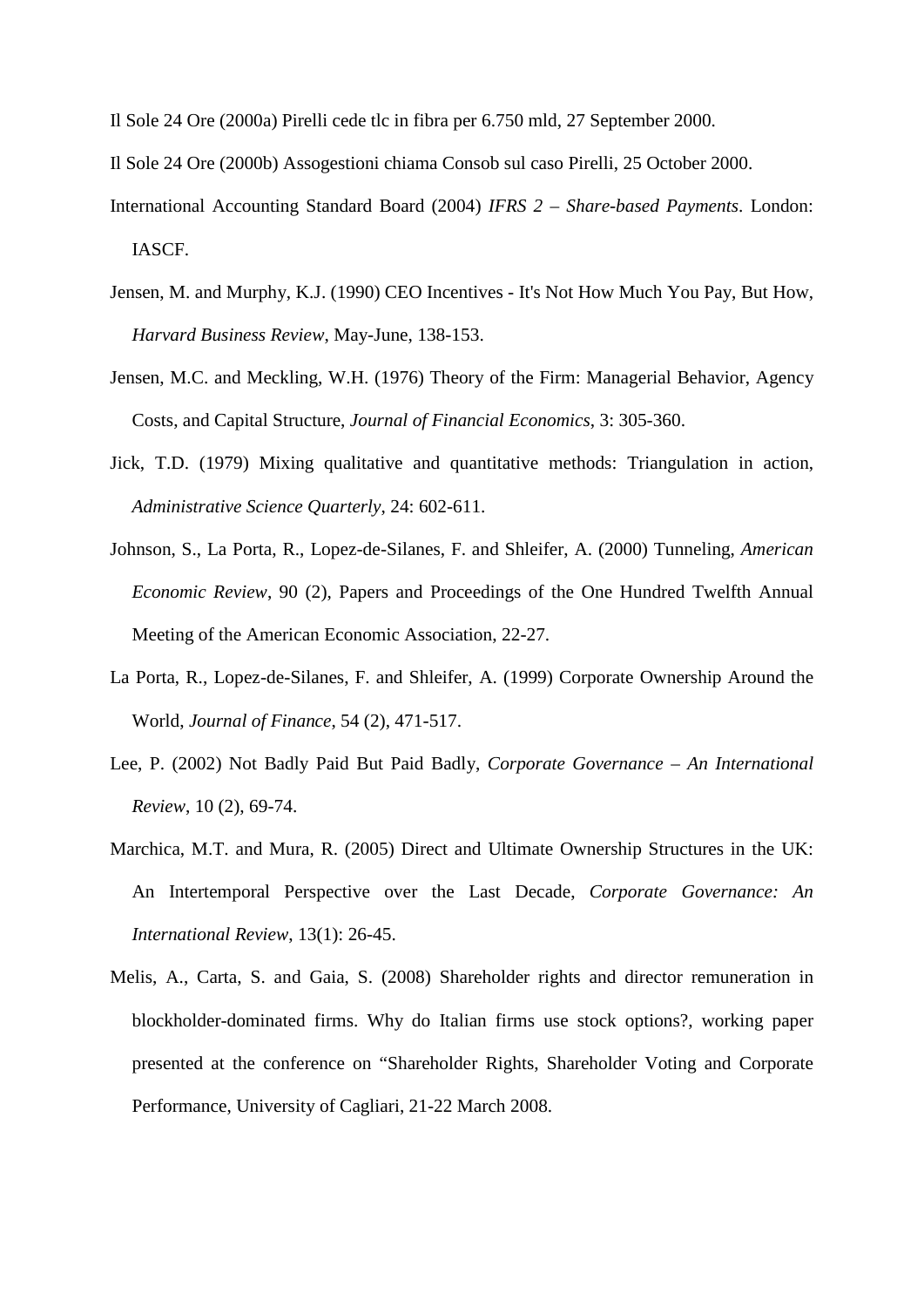Il Sole 24 Ore (2000a) Pirelli cede tlc in fibra per 6.750 mld, 27 September 2000.

Il Sole 24 Ore (2000b) Assogestioni chiama Consob sul caso Pirelli, 25 October 2000.

International Accounting Standard Board (2004) *IFRS 2 – Share-based Payments*. London: IASCF.

Jensen, M. and Murphy, K.J. (1990) CEO Incentives - It's Not How Much You Pay, But How, *Harvard Business Review*, May-June, 138-153.

Jensen, M.C. and Meckling, W.H. (1976) Theory of the Firm: Managerial Behavior, Agency Costs, and Capital Structure, *Journal of Financial Economics*, 3: 305-360.

Jick, T.D. (1979) Mixing qualitative and quantitative methods: Triangulation in action, *Administrative Science Quarterly*, 24: 602-611.

Johnson, S., La Porta, R., Lopez-de-Silanes, F. and Shleifer, A. (2000) Tunneling, *American Economic Review*, 90 (2), Papers and Proceedings of the One Hundred Twelfth Annual Meeting of the American Economic Association, 22-27.

La Porta, R., Lopez-de-Silanes, F. and Shleifer, A. (1999) Corporate Ownership Around the World, *Journal of Finance*, 54 (2), 471-517.

Lee, P. (2002) Not Badly Paid But Paid Badly, *Corporate Governance – An International Review*, 10 (2), 69-74.

Marchica, M.T. and Mura, R. (2005) Direct and Ultimate Ownership Structures in the UK: An Intertemporal Perspective over the Last Decade, *Corporate Governance: An International Review*, 13(1): 26-45.

Melis, A., Carta, S. and Gaia, S. (2008) Shareholder rights and director remuneration in blockholder-dominated firms. Why do Italian firms use stock options?, working paper presented at the conference on "Shareholder Rights, Shareholder Voting and Corporate Performance, University of Cagliari, 21-22 March 2008.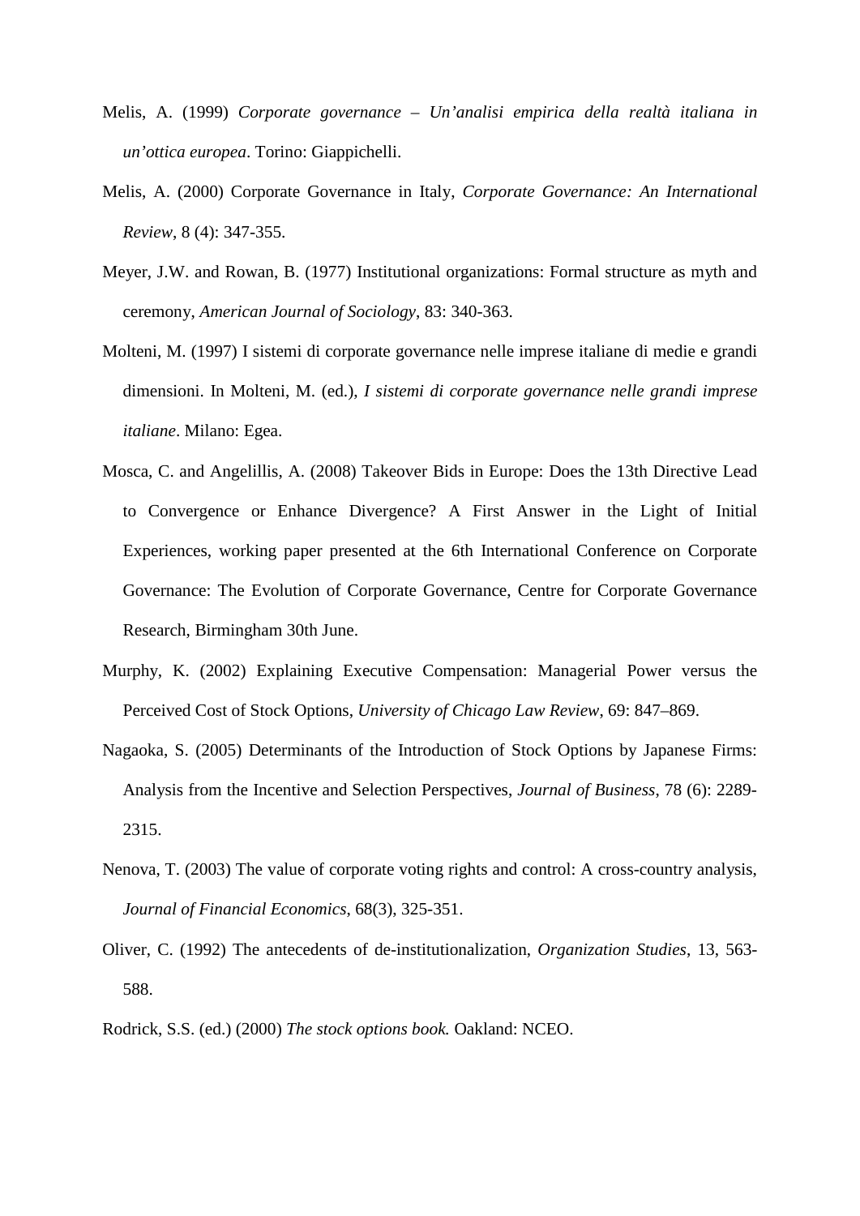Melis, A. (1999) *Corporate governance – Un'analisi empirica della realtà italiana in un'ottica europea*. Torino: Giappichelli.

Melis, A. (2000) Corporate Governance in Italy, *Corporate Governance: An International Review*, 8 (4): 347-355.

Meyer, J.W. and Rowan, B. (1977) Institutional organizations: Formal structure as myth and ceremony, *American Journal of Sociology*, 83: 340-363.

Molteni, M. (1997) I sistemi di corporate governance nelle imprese italiane di medie e grandi dimensioni. In Molteni, M. (ed.), *I sistemi di corporate governance nelle grandi imprese italiane*. Milano: Egea.

Mosca, C. and Angelillis, A. (2008) Takeover Bids in Europe: Does the 13th Directive Lead to Convergence or Enhance Divergence? A First Answer in the Light of Initial Experiences, working paper presented at the 6th International Conference on Corporate Governance: The Evolution of Corporate Governance, Centre for Corporate Governance Research, Birmingham 30th June.

Murphy, K. (2002) Explaining Executive Compensation: Managerial Power versus the Perceived Cost of Stock Options, *University of Chicago Law Review*, 69: 847–869.

Nagaoka, S. (2005) Determinants of the Introduction of Stock Options by Japanese Firms: Analysis from the Incentive and Selection Perspectives, *Journal of Business*, 78 (6): 2289-2315.

Nenova, T. (2003) The value of corporate voting rights and control: A cross-country analysis, *Journal of Financial Economics*, 68(3), 325-351.

Oliver, C. (1992) The antecedents of de-institutionalization, *Organization Studies*, 13, 563-588.

Rodrick, S.S. (ed.) (2000) *The stock options book.* Oakland: NCEO.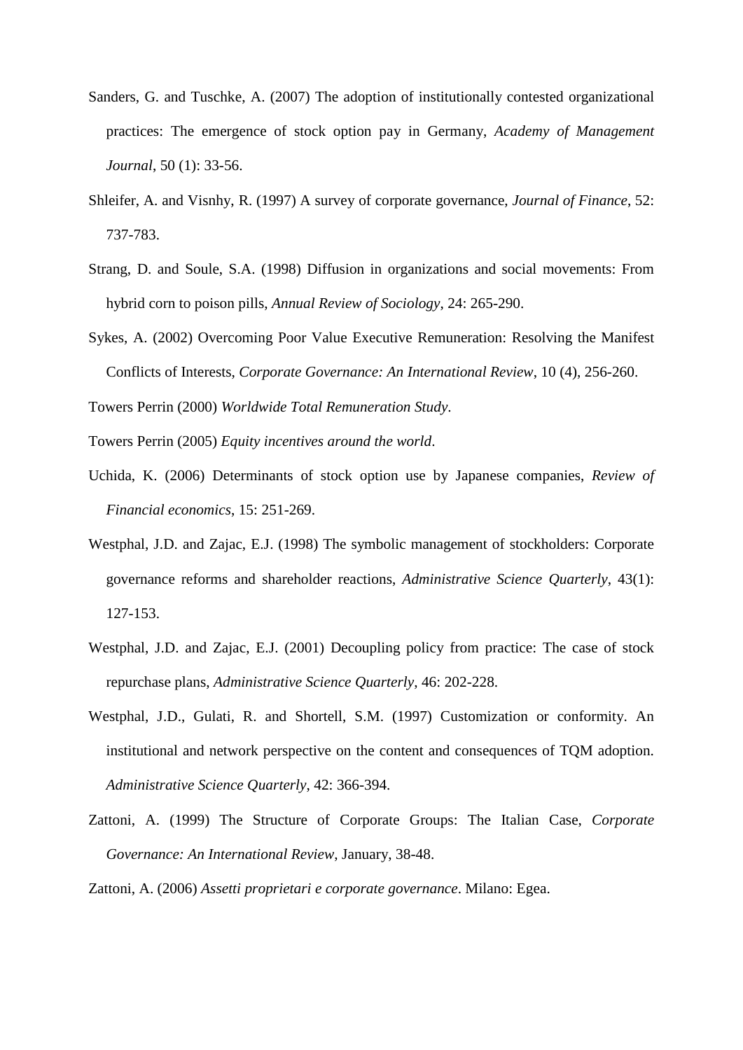Sanders, G. and Tuschke, A. (2007) The adoption of institutionally contested organizational practices: The emergence of stock option pay in Germany, *Academy of Management Journal*, 50 (1): 33-56.

Shleifer, A. and Visnhy, R. (1997) A survey of corporate governance, *Journal of Finance*, 52: 737-783.

Strang, D. and Soule, S.A. (1998) Diffusion in organizations and social movements: From hybrid corn to poison pills, *Annual Review of Sociology*, 24: 265-290.

Sykes, A. (2002) Overcoming Poor Value Executive Remuneration: Resolving the Manifest Conflicts of Interests, *Corporate Governance: An International Review*, 10 (4), 256-260.

Towers Perrin (2000) *Worldwide Total Remuneration Study*.

Towers Perrin (2005) *Equity incentives around the world*.

Uchida, K. (2006) Determinants of stock option use by Japanese companies, *Review of Financial economics*, 15: 251-269.

Westphal, J.D. and Zajac, E.J. (1998) The symbolic management of stockholders: Corporate governance reforms and shareholder reactions, *Administrative Science Quarterly*, 43(1): 127-153.

Westphal, J.D. and Zajac, E.J. (2001) Decoupling policy from practice: The case of stock repurchase plans, *Administrative Science Quarterly*, 46: 202-228.

Westphal, J.D., Gulati, R. and Shortell, S.M. (1997) Customization or conformity. An institutional and network perspective on the content and consequences of TQM adoption. *Administrative Science Quarterly*, 42: 366-394.

Zattoni, A. (1999) The Structure of Corporate Groups: The Italian Case, *Corporate Governance: An International Review*, January, 38-48.

Zattoni, A. (2006) *Assetti proprietari e corporate governance*. Milano: Egea.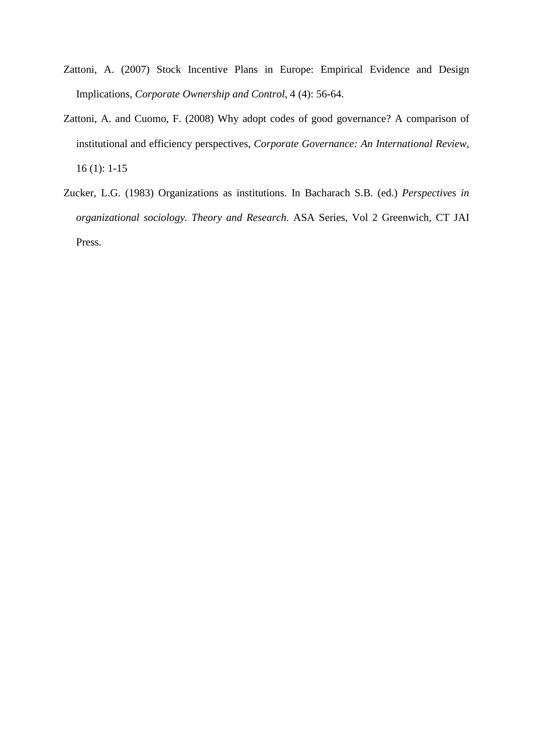Zattoni, A. (2007) Stock Incentive Plans in Europe: Empirical Evidence and Design Implications, *Corporate Ownership and Control*, 4 (4): 56-64.

Zattoni, A. and Cuomo, F. (2008) Why adopt codes of good governance? A comparison of institutional and efficiency perspectives, *Corporate Governance: An International Review*, 16 (1): 1-15

Zucker, L.G. (1983) Organizations as institutions. In Bacharach S.B. (ed.) *Perspectives in organizational sociology. Theory and Research*. ASA Series, Vol 2 Greenwich, CT JAI Press.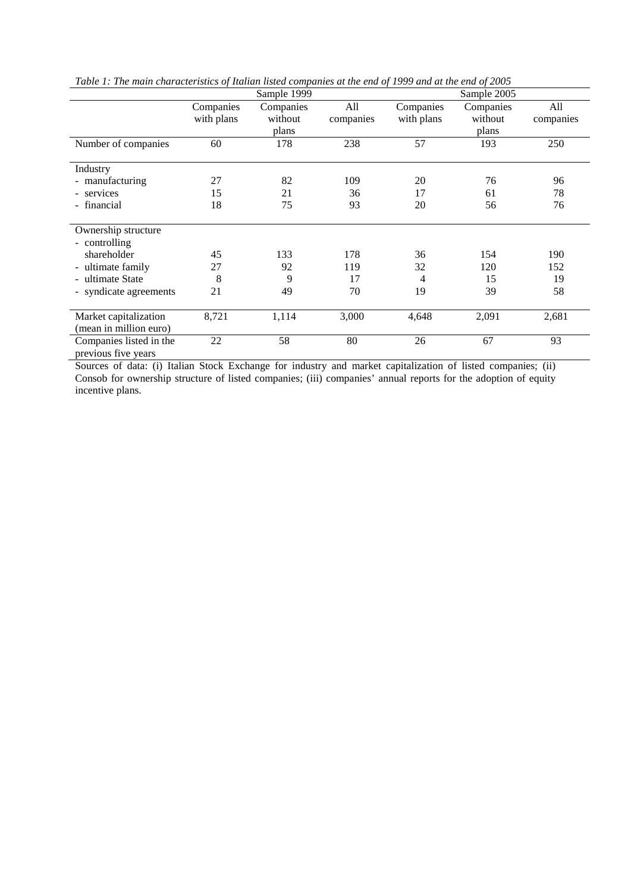*Table 1: The main characteristics of Italian listed companies at the end of 1999 and at the end of 2005*

| | Sample 1999 | | | Sample 2005 | | |
|---|---|---|---|---|---|---|
| | Companies with plans | Companies without plans | All companies | Companies with plans | Companies without plans | All companies |
| Number of companies | 60 | 178 | 238 | 57 | 193 | 250 |
| Industry | | | | | | |
| - manufacturing | 27 | 82 | 109 | 20 | 76 | 96 |
| - services | 15 | 21 | 36 | 17 | 61 | 78 |
| - financial | 18 | 75 | 93 | 20 | 56 | 76 |
| Ownership structure | | | | | | |
| - controlling shareholder | 45 | 133 | 178 | 36 | 154 | 190 |
| - ultimate family | 27 | 92 | 119 | 32 | 120 | 152 |
| - ultimate State | 8 | 9 | 17 | 4 | 15 | 19 |
| - syndicate agreements | 21 | 49 | 70 | 19 | 39 | 58 |
| Market capitalization (mean in million euro) | 8,721 | 1,114 | 3,000 | 4,648 | 2,091 | 2,681 |
| Companies listed in the previous five years | 22 | 58 | 80 | 26 | 67 | 93 |

Sources of data: (i) Italian Stock Exchange for industry and market capitalization of listed companies; (ii) Consob for ownership structure of listed companies; (iii) companies' annual reports for the adoption of equity incentive plans.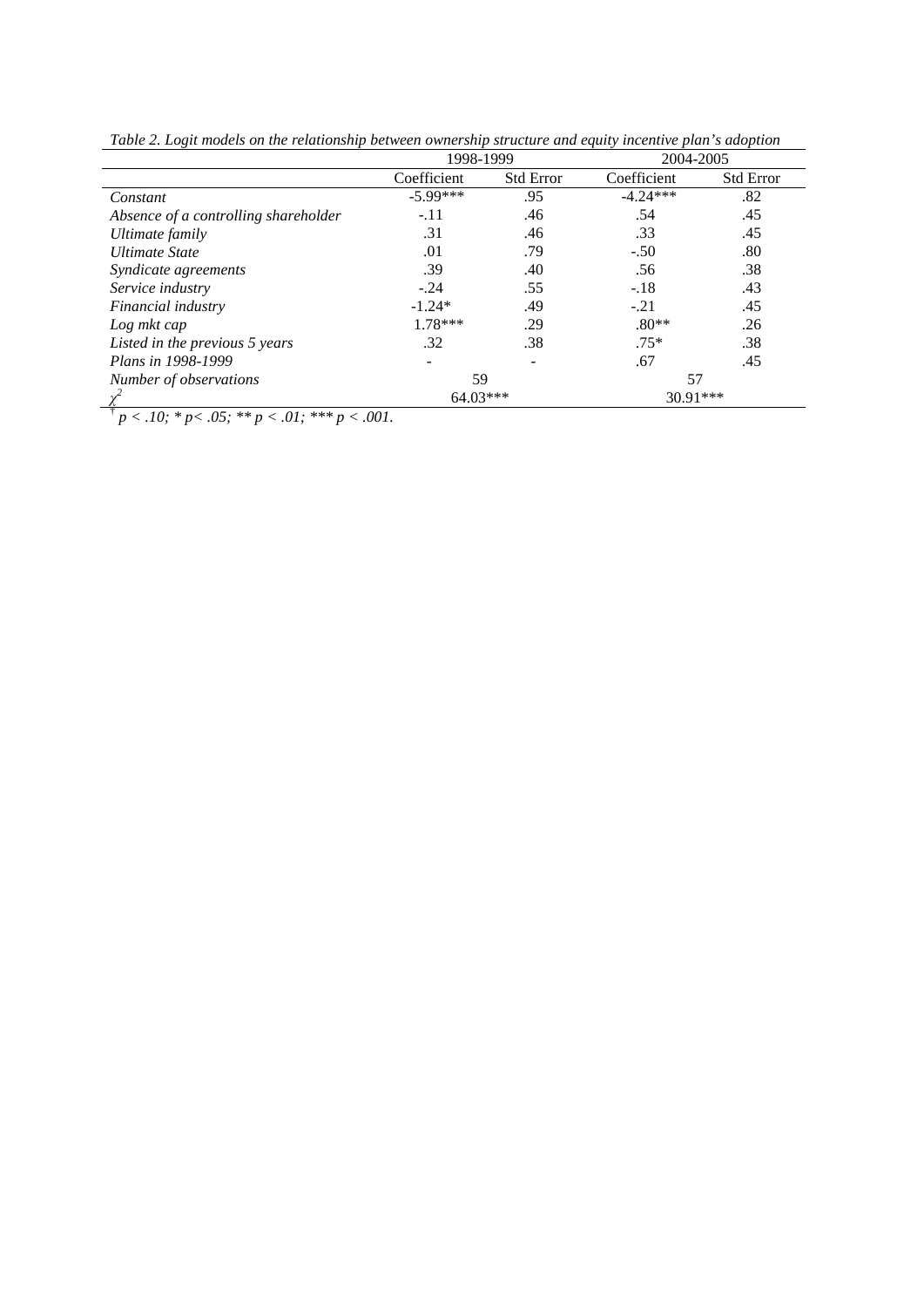*Table 2. Logit models on the relationship between ownership structure and equity incentive plan's adoption*

| | 1998-1999 | | 2004-2005 | |
|---|---|---|---|---|
| | Coefficient | Std Error | Coefficient | Std Error |
| *Constant* | -5.99*** | .95 | -4.24*** | .82 |
| *Absence of a controlling shareholder* | -.11 | .46 | .54 | .45 |
| *Ultimate family* | .31 | .46 | .33 | .45 |
| *Ultimate State* | .01 | .79 | -.50 | .80 |
| *Syndicate agreements* | .39 | .40 | .56 | .38 |
| *Service industry* | -.24 | .55 | -.18 | .43 |
| *Financial industry* | -1.24* | .49 | -.21 | .45 |
| *Log mkt cap* | 1.78*** | .29 | .80** | .26 |
| *Listed in the previous 5 years* | .32 | .38 | .75* | .38 |
| *Plans in 1998-1999* | - | - | .67 | .45 |
| *Number of observations* | 59 | | 57 | |
| $\chi^2$ | 64.03*** | | 30.91*** | |

*† p < .10; * p< .05; ** p < .01; *** p < .001.*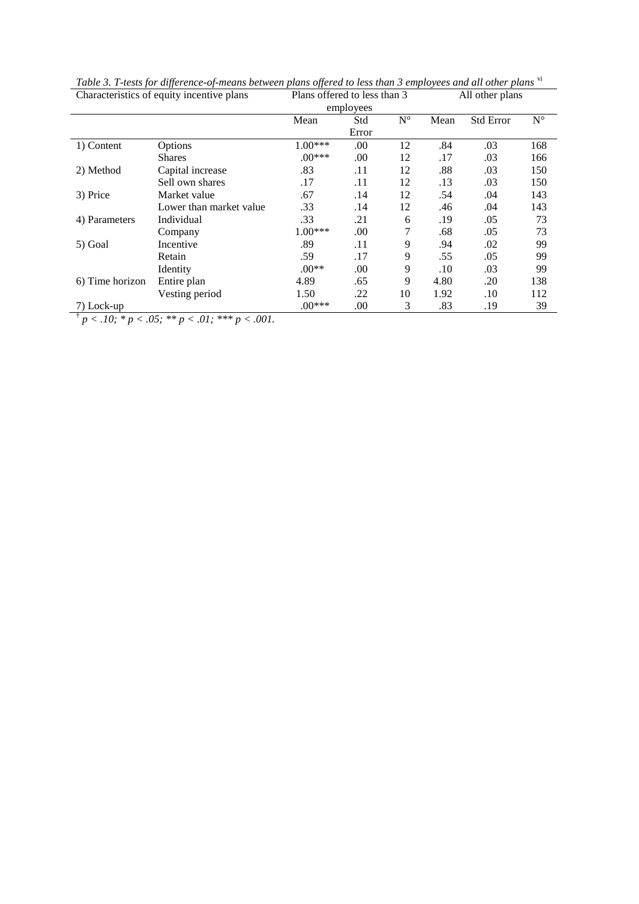*Table 3. T-tests for difference-of-means between plans offered to less than 3 employees and all other plans* [vi]

| Characteristics of equity incentive plans | | Plans offered to less than 3 employees | | | All other plans | | |
|---|---|---|---|---|---|---|---|
| | | Mean | Std Error | N° | Mean | Std Error | N° |
| 1) Content | Options | 1.00*** | .00 | 12 | .84 | .03 | 168 |
| | Shares | .00*** | .00 | 12 | .17 | .03 | 166 |
| 2) Method | Capital increase | .83 | .11 | 12 | .88 | .03 | 150 |
| | Sell own shares | .17 | .11 | 12 | .13 | .03 | 150 |
| 3) Price | Market value | .67 | .14 | 12 | .54 | .04 | 143 |
| | Lower than market value | .33 | .14 | 12 | .46 | .04 | 143 |
| 4) Parameters | Individual | .33 | .21 | 6 | .19 | .05 | 73 |
| | Company | 1.00*** | .00 | 7 | .68 | .05 | 73 |
| 5) Goal | Incentive | .89 | .11 | 9 | .94 | .02 | 99 |
| | Retain | .59 | .17 | 9 | .55 | .05 | 99 |
| | Identity | .00** | .00 | 9 | .10 | .03 | 99 |
| 6) Time horizon | Entire plan | 4.89 | .65 | 9 | 4.80 | .20 | 138 |
| | Vesting period | 1.50 | .22 | 10 | 1.92 | .10 | 112 |
| 7) Lock-up | | .00*** | .00 | 3 | .83 | .19 | 39 |

† *p < .10; * p < .05; ** p < .01; *** p < .001.*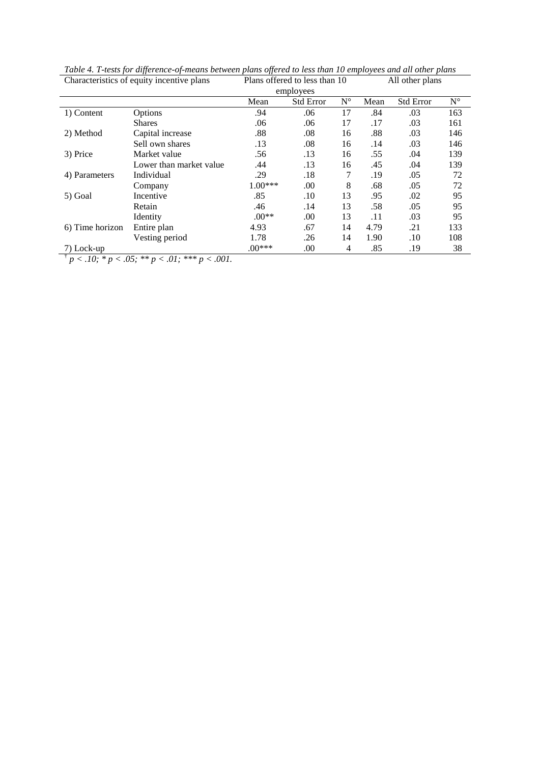*Table 4. T-tests for difference-of-means between plans offered to less than 10 employees and all other plans*

| Characteristics of equity incentive plans | | Plans offered to less than 10 employees | | | All other plans | | |
|---|---|---|---|---|---|---|---|
| | | Mean | Std Error | N° | Mean | Std Error | N° |
| 1) Content | Options | .94 | .06 | 17 | .84 | .03 | 163 |
| | Shares | .06 | .06 | 17 | .17 | .03 | 161 |
| 2) Method | Capital increase | .88 | .08 | 16 | .88 | .03 | 146 |
| | Sell own shares | .13 | .08 | 16 | .14 | .03 | 146 |
| 3) Price | Market value | .56 | .13 | 16 | .55 | .04 | 139 |
| | Lower than market value | .44 | .13 | 16 | .45 | .04 | 139 |
| 4) Parameters | Individual | .29 | .18 | 7 | .19 | .05 | 72 |
| | Company | 1.00*** | .00 | 8 | .68 | .05 | 72 |
| 5) Goal | Incentive | .85 | .10 | 13 | .95 | .02 | 95 |
| | Retain | .46 | .14 | 13 | .58 | .05 | 95 |
| | Identity | .00** | .00 | 13 | .11 | .03 | 95 |
| 6) Time horizon | Entire plan | 4.93 | .67 | 14 | 4.79 | .21 | 133 |
| | Vesting period | 1.78 | .26 | 14 | 1.90 | .10 | 108 |
| 7) Lock-up | | .00*** | .00 | 4 | .85 | .19 | 38 |

*† $p < .10$; * $p < .05$; ** $p < .01$; *** $p < .001$.*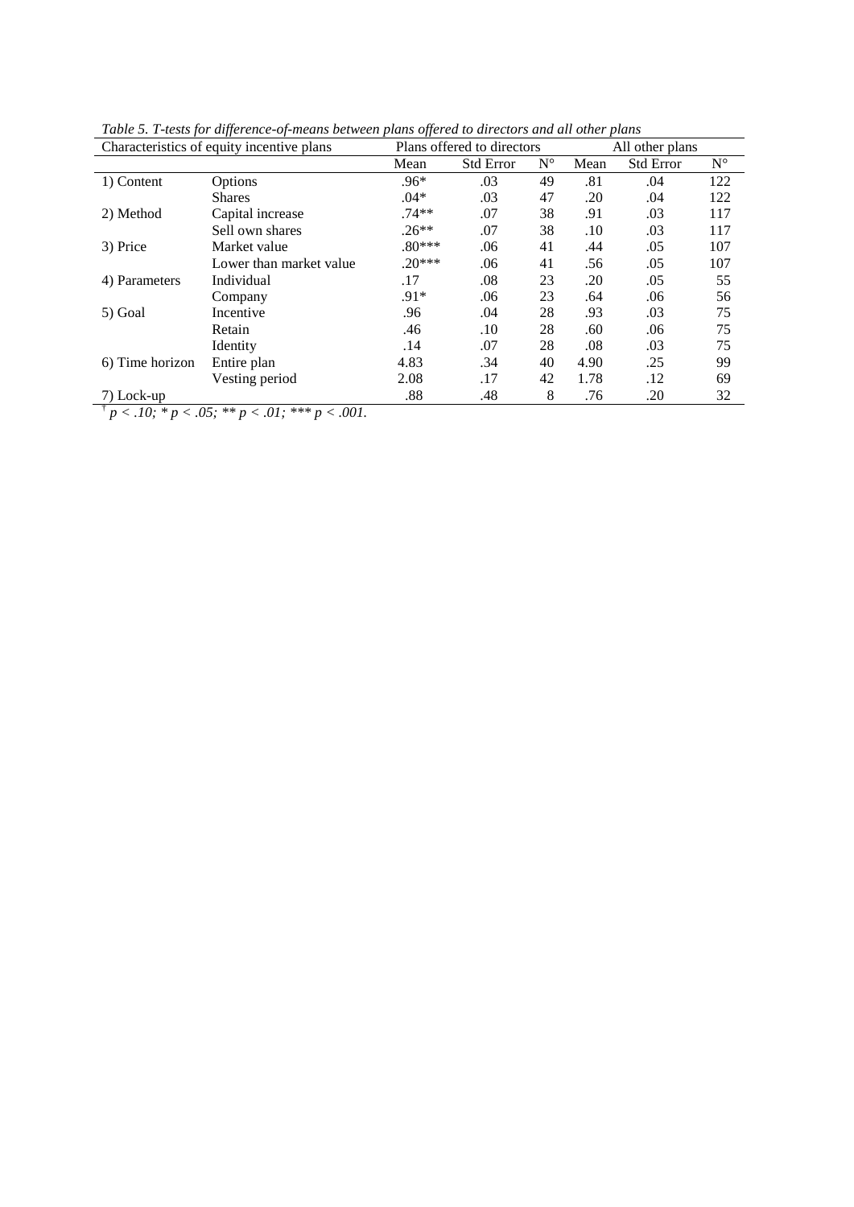*Table 5. T-tests for difference-of-means between plans offered to directors and all other plans*

| Characteristics of equity incentive plans | | Plans offered to directors | | | All other plans | | |
|---|---|---|---|---|---|---|---|
| | | Mean | Std Error | N° | Mean | Std Error | N° |
| 1) Content | Options | .96* | .03 | 49 | .81 | .04 | 122 |
| | Shares | .04* | .03 | 47 | .20 | .04 | 122 |
| 2) Method | Capital increase | .74** | .07 | 38 | .91 | .03 | 117 |
| | Sell own shares | .26** | .07 | 38 | .10 | .03 | 117 |
| 3) Price | Market value | .80*** | .06 | 41 | .44 | .05 | 107 |
| | Lower than market value | .20*** | .06 | 41 | .56 | .05 | 107 |
| 4) Parameters | Individual | .17 | .08 | 23 | .20 | .05 | 55 |
| | Company | .91* | .06 | 23 | .64 | .06 | 56 |
| 5) Goal | Incentive | .96 | .04 | 28 | .93 | .03 | 75 |
| | Retain | .46 | .10 | 28 | .60 | .06 | 75 |
| | Identity | .14 | .07 | 28 | .08 | .03 | 75 |
| 6) Time horizon | Entire plan | 4.83 | .34 | 40 | 4.90 | .25 | 99 |
| | Vesting period | 2.08 | .17 | 42 | 1.78 | .12 | 69 |
| 7) Lock-up | | .88 | .48 | 8 | .76 | .20 | 32 |

*† $p < .10$; * $p < .05$; ** $p < .01$; *** $p < .001$.*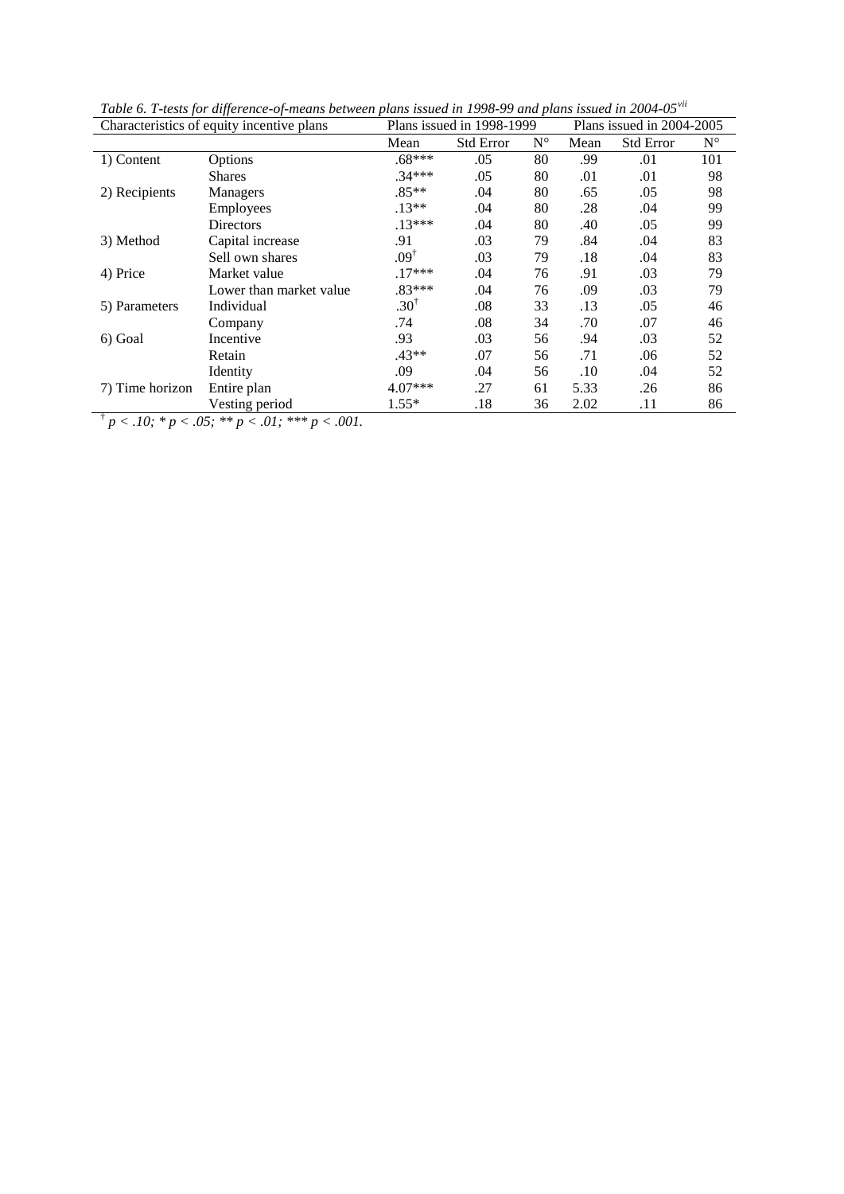*Table 6. T-tests for difference-of-means between plans issued in 1998-99 and plans issued in 2004-05*[vii]

| Characteristics of equity incentive plans | | Plans issued in 1998-1999 | | | Plans issued in 2004-2005 | | |
|---|---|---|---|---|---|---|---|
| | | Mean | Std Error | N° | Mean | Std Error | N° |
| 1) Content | Options | .68*** | .05 | 80 | .99 | .01 | 101 |
| | Shares | .34*** | .05 | 80 | .01 | .01 | 98 |
| 2) Recipients | Managers | .85** | .04 | 80 | .65 | .05 | 98 |
| | Employees | .13** | .04 | 80 | .28 | .04 | 99 |
| | Directors | .13*** | .04 | 80 | .40 | .05 | 99 |
| 3) Method | Capital increase | .91 | .03 | 79 | .84 | .04 | 83 |
| | Sell own shares | .09† | .03 | 79 | .18 | .04 | 83 |
| 4) Price | Market value | .17*** | .04 | 76 | .91 | .03 | 79 |
| | Lower than market value | .83*** | .04 | 76 | .09 | .03 | 79 |
| 5) Parameters | Individual | .30† | .08 | 33 | .13 | .05 | 46 |
| | Company | .74 | .08 | 34 | .70 | .07 | 46 |
| 6) Goal | Incentive | .93 | .03 | 56 | .94 | .03 | 52 |
| | Retain | .43** | .07 | 56 | .71 | .06 | 52 |
| | Identity | .09 | .04 | 56 | .10 | .04 | 52 |
| 7) Time horizon | Entire plan | 4.07*** | .27 | 61 | 5.33 | .26 | 86 |
| | Vesting period | 1.55* | .18 | 36 | 2.02 | .11 | 86 |

† $p < .10$; * $p < .05$; ** $p < .01$; *** $p < .001$.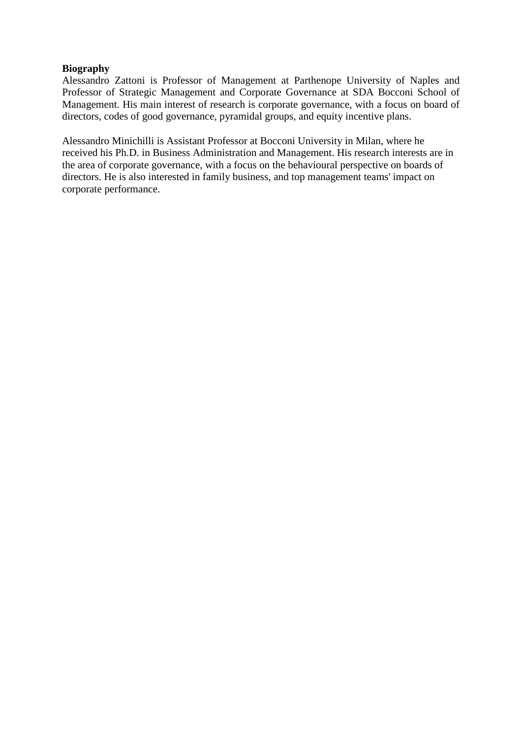**Biography**

Alessandro Zattoni is Professor of Management at Parthenope University of Naples and Professor of Strategic Management and Corporate Governance at SDA Bocconi School of Management. His main interest of research is corporate governance, with a focus on board of directors, codes of good governance, pyramidal groups, and equity incentive plans.

Alessandro Minichilli is Assistant Professor at Bocconi University in Milan, where he received his Ph.D. in Business Administration and Management. His research interests are in the area of corporate governance, with a focus on the behavioural perspective on boards of directors. He is also interested in family business, and top management teams' impact on corporate performance.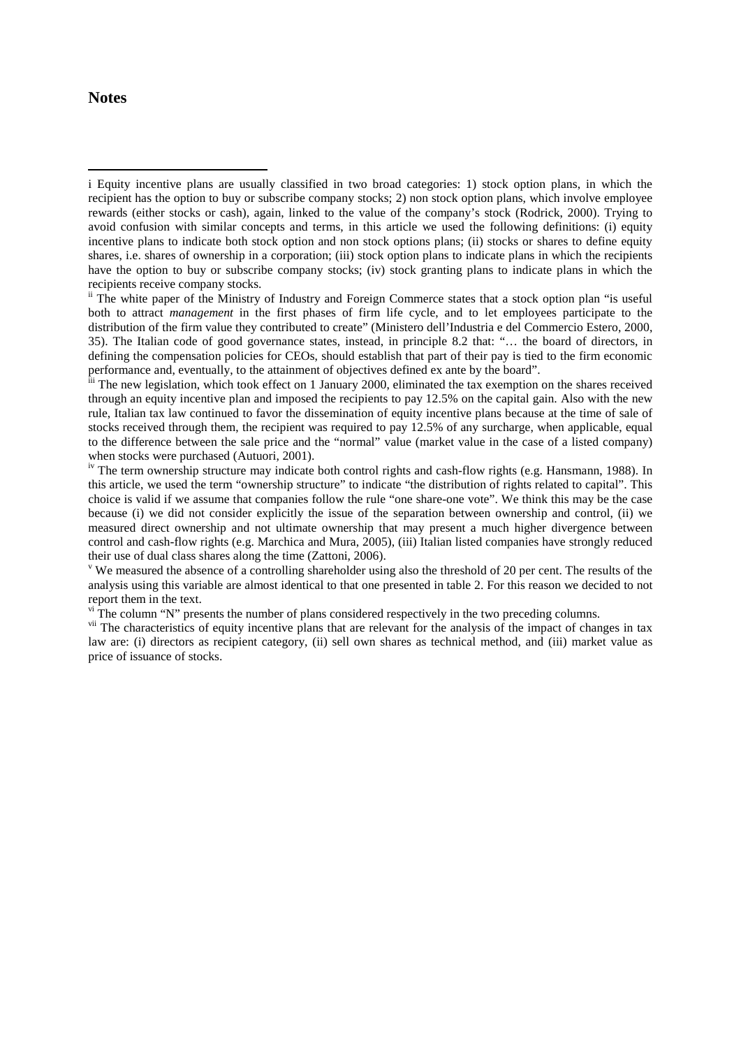**Notes**

i Equity incentive plans are usually classified in two broad categories: 1) stock option plans, in which the recipient has the option to buy or subscribe company stocks; 2) non stock option plans, which involve employee rewards (either stocks or cash), again, linked to the value of the company's stock (Rodrick, 2000). Trying to avoid confusion with similar concepts and terms, in this article we used the following definitions: (i) equity incentive plans to indicate both stock option and non stock options plans; (ii) stocks or shares to define equity shares, i.e. shares of ownership in a corporation; (iii) stock option plans to indicate plans in which the recipients have the option to buy or subscribe company stocks; (iv) stock granting plans to indicate plans in which the recipients receive company stocks.

[ii] The white paper of the Ministry of Industry and Foreign Commerce states that a stock option plan "is useful both to attract *management* in the first phases of firm life cycle, and to let employees participate to the distribution of the firm value they contributed to create" (Ministero dell'Industria e del Commercio Estero, 2000, 35). The Italian code of good governance states, instead, in principle 8.2 that: "… the board of directors, in defining the compensation policies for CEOs, should establish that part of their pay is tied to the firm economic performance and, eventually, to the attainment of objectives defined ex ante by the board".

[iii] The new legislation, which took effect on 1 January 2000, eliminated the tax exemption on the shares received through an equity incentive plan and imposed the recipients to pay 12.5% on the capital gain. Also with the new rule, Italian tax law continued to favor the dissemination of equity incentive plans because at the time of sale of stocks received through them, the recipient was required to pay 12.5% of any surcharge, when applicable, equal to the difference between the sale price and the "normal" value (market value in the case of a listed company) when stocks were purchased (Autuori, 2001).

[iv] The term ownership structure may indicate both control rights and cash-flow rights (e.g. Hansmann, 1988). In this article, we used the term "ownership structure" to indicate "the distribution of rights related to capital". This choice is valid if we assume that companies follow the rule "one share-one vote". We think this may be the case because (i) we did not consider explicitly the issue of the separation between ownership and control, (ii) we measured direct ownership and not ultimate ownership that may present a much higher divergence between control and cash-flow rights (e.g. Marchica and Mura, 2005), (iii) Italian listed companies have strongly reduced their use of dual class shares along the time (Zattoni, 2006).

[v] We measured the absence of a controlling shareholder using also the threshold of 20 per cent. The results of the analysis using this variable are almost identical to that one presented in table 2. For this reason we decided to not report them in the text.

[vi] The column "N" presents the number of plans considered respectively in the two preceding columns.

[vii] The characteristics of equity incentive plans that are relevant for the analysis of the impact of changes in tax law are: (i) directors as recipient category, (ii) sell own shares as technical method, and (iii) market value as price of issuance of stocks.